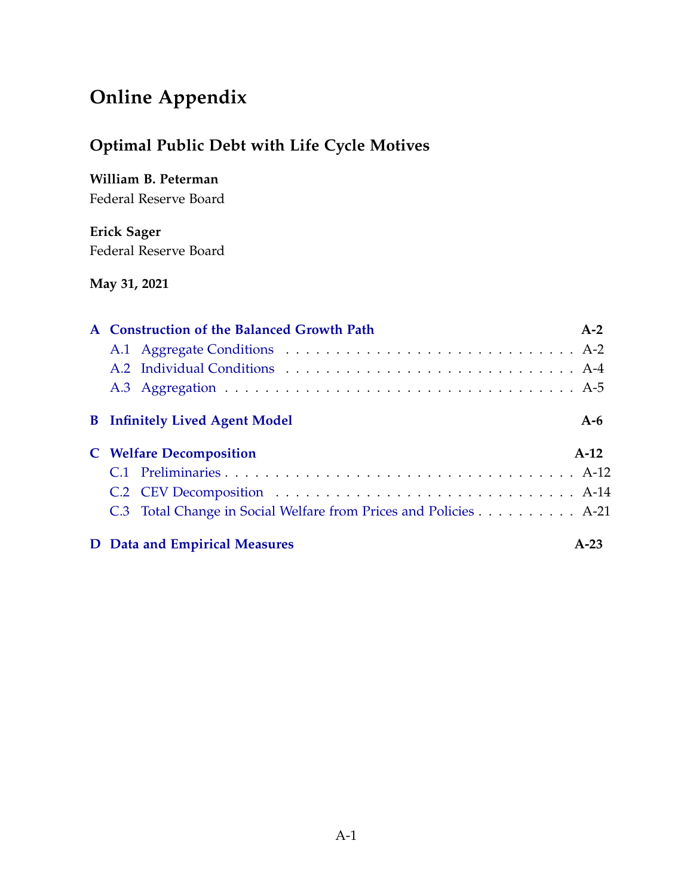# Online Appendix

## Optimal Public Debt with Life Cycle Motives

**William B. Peterman**
Federal Reserve Board

**Erick Sager**
Federal Reserve Board

**May 31, 2021**

**A Construction of the Balanced Growth Path** — **A-2**
- A.1 Aggregate Conditions . . . . . . . . . . . . . . . . . . . . . . . . . . . . . . . A-2
- A.2 Individual Conditions . . . . . . . . . . . . . . . . . . . . . . . . . . . . . . . A-4
- A.3 Aggregation . . . . . . . . . . . . . . . . . . . . . . . . . . . . . . . . . . . . A-5

**B Infinitely Lived Agent Model** — **A-6**

**C Welfare Decomposition** — **A-12**
- C.1 Preliminaries . . . . . . . . . . . . . . . . . . . . . . . . . . . . . . . . . . . A-12
- C.2 CEV Decomposition . . . . . . . . . . . . . . . . . . . . . . . . . . . . . . . A-14
- C.3 Total Change in Social Welfare from Prices and Policies . . . . . . . . . . . A-21

**D Data and Empirical Measures** — **A-23**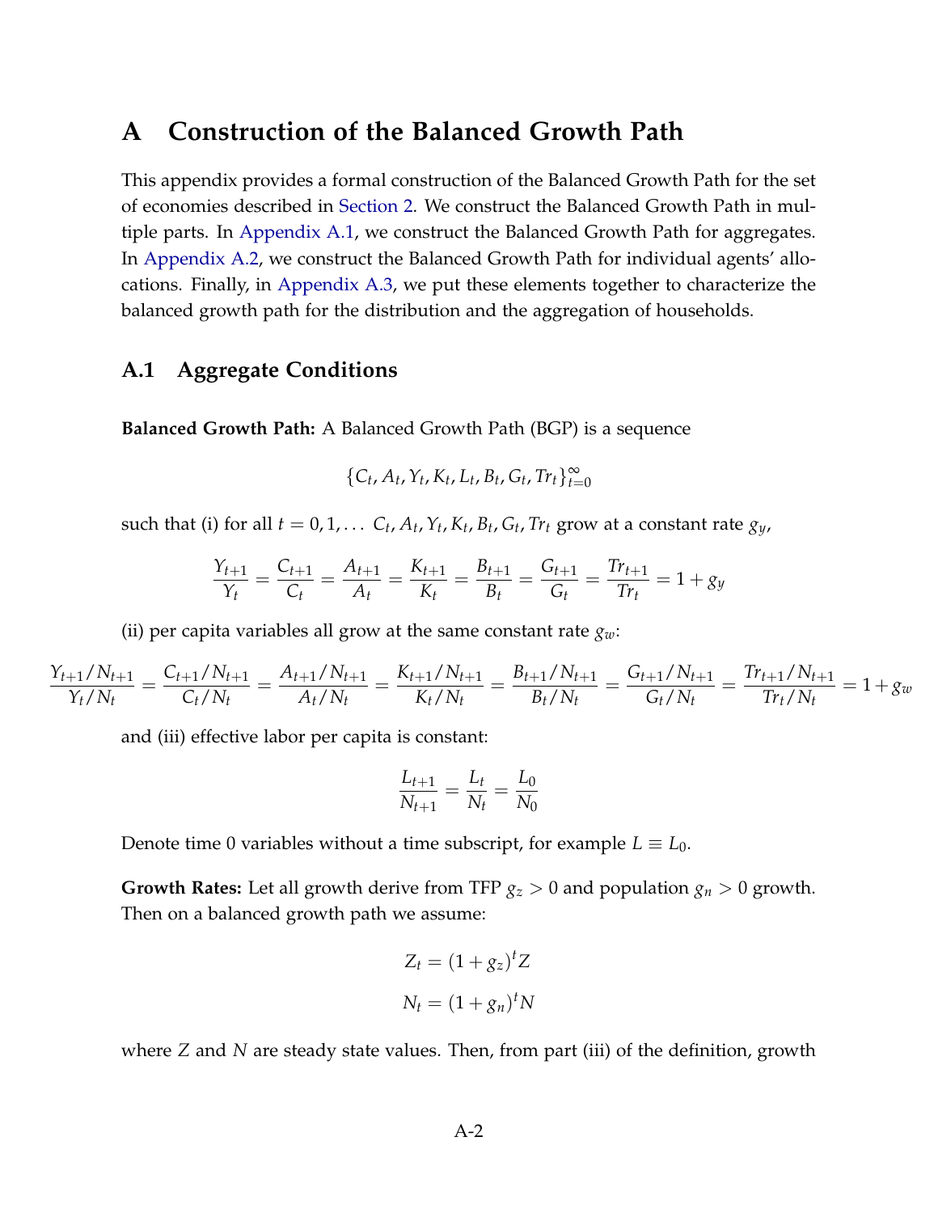# A Construction of the Balanced Growth Path

This appendix provides a formal construction of the Balanced Growth Path for the set of economies described in Section 2. We construct the Balanced Growth Path in multiple parts. In Appendix A.1, we construct the Balanced Growth Path for aggregates. In Appendix A.2, we construct the Balanced Growth Path for individual agents' allocations. Finally, in Appendix A.3, we put these elements together to characterize the balanced growth path for the distribution and the aggregation of households.

## A.1 Aggregate Conditions

**Balanced Growth Path:** A Balanced Growth Path (BGP) is a sequence

$$\{C_t, A_t, Y_t, K_t, L_t, B_t, G_t, Tr_t\}_{t=0}^{\infty}$$

such that (i) for all $t = 0, 1, \ldots$ $C_t, A_t, Y_t, K_t, B_t, G_t, Tr_t$ grow at a constant rate $g_y$,

$$\frac{Y_{t+1}}{Y_t} = \frac{C_{t+1}}{C_t} = \frac{A_{t+1}}{A_t} = \frac{K_{t+1}}{K_t} = \frac{B_{t+1}}{B_t} = \frac{G_{t+1}}{G_t} = \frac{Tr_{t+1}}{Tr_t} = 1 + g_y$$

(ii) per capita variables all grow at the same constant rate $g_w$:

$$\frac{Y_{t+1}/N_{t+1}}{Y_t/N_t} = \frac{C_{t+1}/N_{t+1}}{C_t/N_t} = \frac{A_{t+1}/N_{t+1}}{A_t/N_t} = \frac{K_{t+1}/N_{t+1}}{K_t/N_t} = \frac{B_{t+1}/N_{t+1}}{B_t/N_t} = \frac{G_{t+1}/N_{t+1}}{G_t/N_t} = \frac{Tr_{t+1}/N_{t+1}}{Tr_t/N_t} = 1 + g_w$$

and (iii) effective labor per capita is constant:

$$\frac{L_{t+1}}{N_{t+1}} = \frac{L_t}{N_t} = \frac{L_0}{N_0}$$

Denote time 0 variables without a time subscript, for example $L \equiv L_0$.

**Growth Rates:** Let all growth derive from TFP $g_z > 0$ and population $g_n > 0$ growth. Then on a balanced growth path we assume:

$$Z_t = (1 + g_z)^t Z$$

$$N_t = (1 + g_n)^t N$$

where $Z$ and $N$ are steady state values. Then, from part (iii) of the definition, growth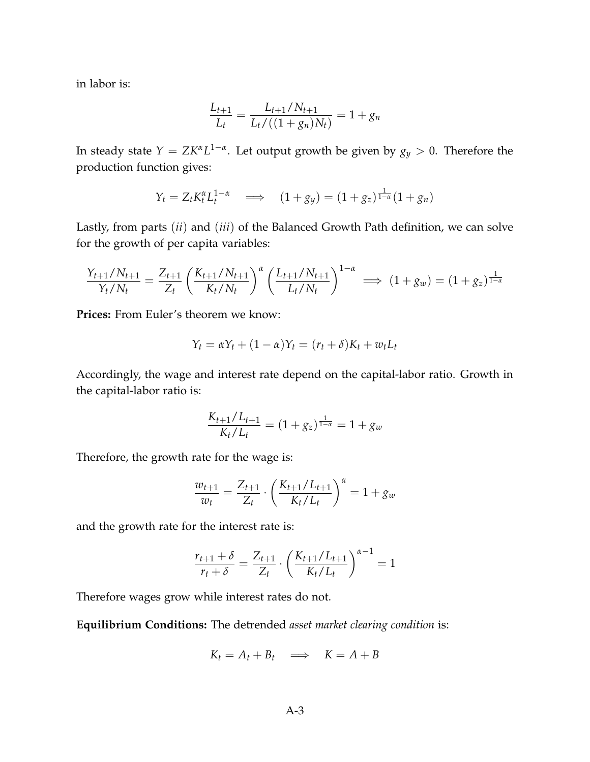in labor is:

$$\frac{L_{t+1}}{L_t} = \frac{L_{t+1}/N_{t+1}}{L_t/((1+g_n)N_t)} = 1 + g_n$$

In steady state $Y = ZK^{\alpha}L^{1-\alpha}$. Let output growth be given by $g_y > 0$. Therefore the production function gives:

$$Y_t = Z_t K_t^{\alpha} L_t^{1-\alpha} \quad \Longrightarrow \quad (1+g_y) = (1+g_z)^{\frac{1}{1-\alpha}}(1+g_n)$$

Lastly, from parts $(ii)$ and $(iii)$ of the Balanced Growth Path definition, we can solve for the growth of per capita variables:

$$\frac{Y_{t+1}/N_{t+1}}{Y_t/N_t} = \frac{Z_{t+1}}{Z_t}\left(\frac{K_{t+1}/N_{t+1}}{K_t/N_t}\right)^{\alpha}\left(\frac{L_{t+1}/N_{t+1}}{L_t/N_t}\right)^{1-\alpha} \implies (1+g_w) = (1+g_z)^{\frac{1}{1-\alpha}}$$

**Prices:** From Euler's theorem we know:

$$Y_t = \alpha Y_t + (1-\alpha)Y_t = (r_t + \delta)K_t + w_t L_t$$

Accordingly, the wage and interest rate depend on the capital-labor ratio. Growth in the capital-labor ratio is:

$$\frac{K_{t+1}/L_{t+1}}{K_t/L_t} = (1+g_z)^{\frac{1}{1-\alpha}} = 1 + g_w$$

Therefore, the growth rate for the wage is:

$$\frac{w_{t+1}}{w_t} = \frac{Z_{t+1}}{Z_t} \cdot \left(\frac{K_{t+1}/L_{t+1}}{K_t/L_t}\right)^{\alpha} = 1 + g_w$$

and the growth rate for the interest rate is:

$$\frac{r_{t+1}+\delta}{r_t+\delta} = \frac{Z_{t+1}}{Z_t} \cdot \left(\frac{K_{t+1}/L_{t+1}}{K_t/L_t}\right)^{\alpha-1} = 1$$

Therefore wages grow while interest rates do not.

**Equilibrium Conditions:** The detrended *asset market clearing condition* is:

$$K_t = A_t + B_t \quad \Longrightarrow \quad K = A + B$$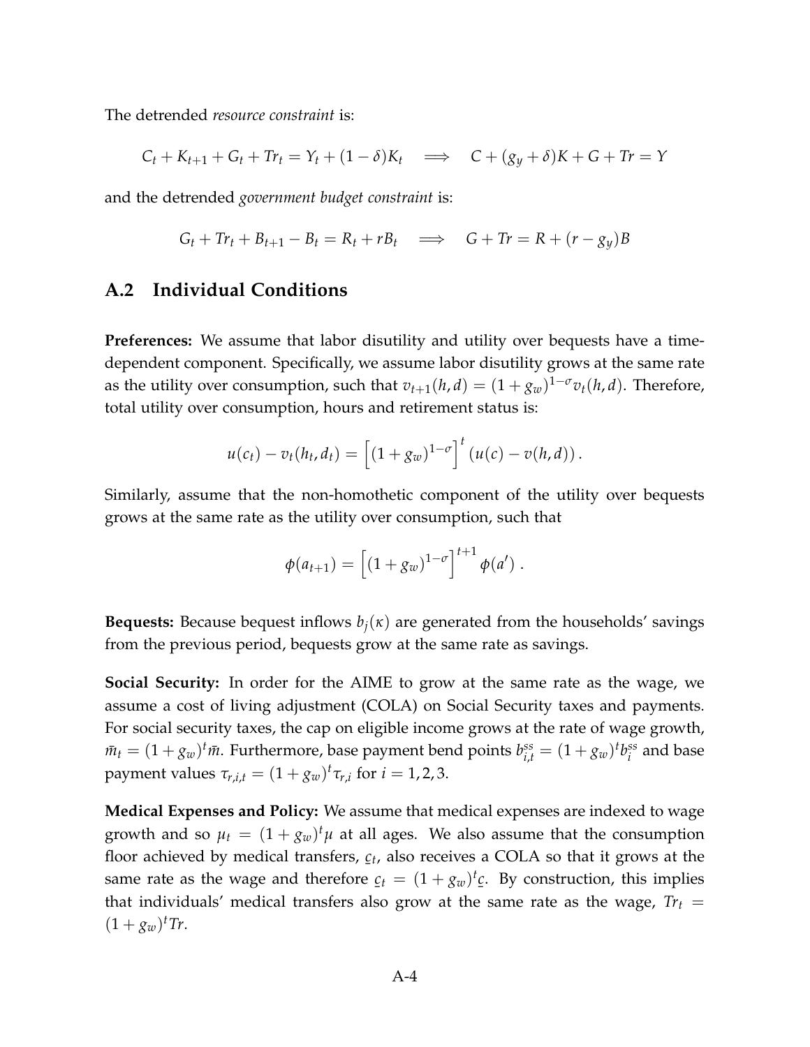The detrended *resource constraint* is:

$$C_t + K_{t+1} + G_t + Tr_t = Y_t + (1-\delta)K_t \quad \Longrightarrow \quad C + (g_y + \delta)K + G + Tr = Y$$

and the detrended *government budget constraint* is:

$$G_t + Tr_t + B_{t+1} - B_t = R_t + rB_t \quad \Longrightarrow \quad G + Tr = R + (r - g_y)B$$

## A.2 Individual Conditions

**Preferences:** We assume that labor disutility and utility over bequests have a time-dependent component. Specifically, we assume labor disutility grows at the same rate as the utility over consumption, such that $v_{t+1}(h,d) = (1+g_w)^{1-\sigma} v_t(h,d)$. Therefore, total utility over consumption, hours and retirement status is:

$$u(c_t) - v_t(h_t, d_t) = \left[(1+g_w)^{1-\sigma}\right]^t (u(c) - v(h,d)) .$$

Similarly, assume that the non-homothetic component of the utility over bequests grows at the same rate as the utility over consumption, such that

$$\phi(a_{t+1}) = \left[(1+g_w)^{1-\sigma}\right]^{t+1} \phi(a') .$$

**Bequests:** Because bequest inflows $b_j(\kappa)$ are generated from the households' savings from the previous period, bequests grow at the same rate as savings.

**Social Security:** In order for the AIME to grow at the same rate as the wage, we assume a cost of living adjustment (COLA) on Social Security taxes and payments. For social security taxes, the cap on eligible income grows at the rate of wage growth, $\bar{m}_t = (1+g_w)^t \bar{m}$. Furthermore, base payment bend points $b^{ss}_{i,t} = (1+g_w)^t b^{ss}_i$ and base payment values $\tau_{r,i,t} = (1+g_w)^t \tau_{r,i}$ for $i = 1, 2, 3$.

**Medical Expenses and Policy:** We assume that medical expenses are indexed to wage growth and so $\mu_t = (1+g_w)^t \mu$ at all ages. We also assume that the consumption floor achieved by medical transfers, $\underline{c}_t$, also receives a COLA so that it grows at the same rate as the wage and therefore $\underline{c}_t = (1+g_w)^t \underline{c}$. By construction, this implies that individuals' medical transfers also grow at the same rate as the wage, $Tr_t = (1+g_w)^t Tr$.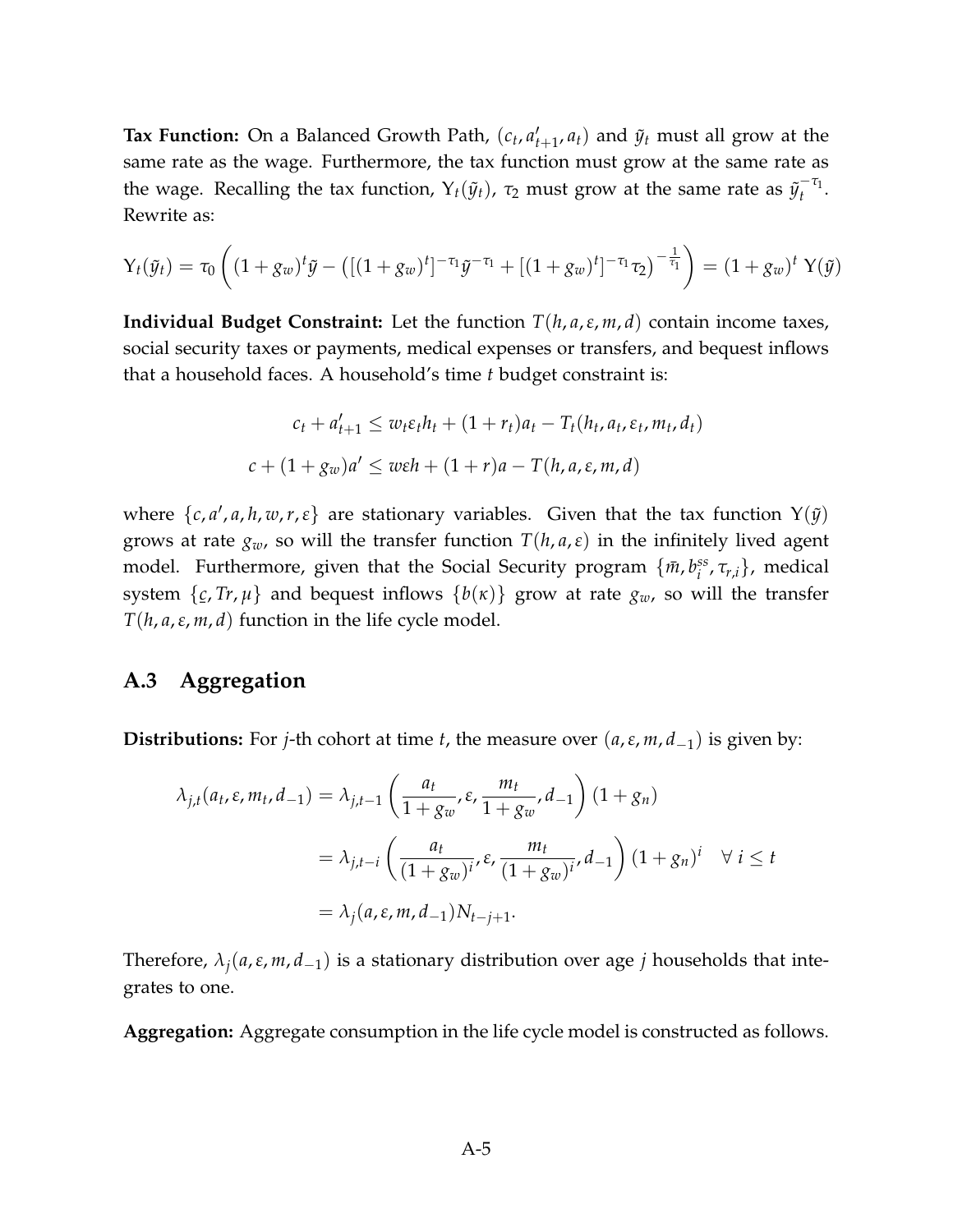**Tax Function:** On a Balanced Growth Path, $(c_t, a'_{t+1}, a_t)$ and $\tilde{y}_t$ must all grow at the same rate as the wage. Furthermore, the tax function must grow at the same rate as the wage. Recalling the tax function, $\Upsilon_t(\tilde{y}_t)$, $\tau_2$ must grow at the same rate as $\tilde{y}_t^{-\tau_1}$. Rewrite as:

$$\Upsilon_t(\tilde{y}_t) = \tau_0 \left( (1+g_w)^t \tilde{y} - \left( [(1+g_w)^t]^{-\tau_1} \tilde{y}^{-\tau_1} + [(1+g_w)^t]^{-\tau_1} \tau_2 \right)^{-\frac{1}{\tau_1}} \right) = (1+g_w)^t \, \Upsilon(\tilde{y})$$

**Individual Budget Constraint:** Let the function $T(h, a, \varepsilon, m, d)$ contain income taxes, social security taxes or payments, medical expenses or transfers, and bequest inflows that a household faces. A household's time $t$ budget constraint is:

$$c_t + a'_{t+1} \leq w_t \varepsilon_t h_t + (1+r_t)a_t - T_t(h_t, a_t, \varepsilon_t, m_t, d_t)$$

$$c + (1+g_w)a' \leq w\varepsilon h + (1+r)a - T(h, a, \varepsilon, m, d)$$

where $\{c, a', a, h, w, r, \varepsilon\}$ are stationary variables. Given that the tax function $\Upsilon(\tilde{y})$ grows at rate $g_w$, so will the transfer function $T(h, a, \varepsilon)$ in the infinitely lived agent model. Furthermore, given that the Social Security program $\{\bar{m}, b_i^{ss}, \tau_{r,i}\}$, medical system $\{\underline{c}, Tr, \mu\}$ and bequest inflows $\{b(\kappa)\}$ grow at rate $g_w$, so will the transfer $T(h, a, \varepsilon, m, d)$ function in the life cycle model.

## A.3 Aggregation

**Distributions:** For $j$-th cohort at time $t$, the measure over $(a, \varepsilon, m, d_{-1})$ is given by:

$$\begin{aligned}
\lambda_{j,t}(a_t, \varepsilon, m_t, d_{-1}) &= \lambda_{j,t-1}\left(\frac{a_t}{1+g_w}, \varepsilon, \frac{m_t}{1+g_w}, d_{-1}\right)(1+g_n) \\
&= \lambda_{j,t-i}\left(\frac{a_t}{(1+g_w)^i}, \varepsilon, \frac{m_t}{(1+g_w)^i}, d_{-1}\right)(1+g_n)^i \quad \forall\, i \leq t \\
&= \lambda_j(a, \varepsilon, m, d_{-1}) N_{t-j+1}.
\end{aligned}$$

Therefore, $\lambda_j(a, \varepsilon, m, d_{-1})$ is a stationary distribution over age $j$ households that integrates to one.

**Aggregation:** Aggregate consumption in the life cycle model is constructed as follows.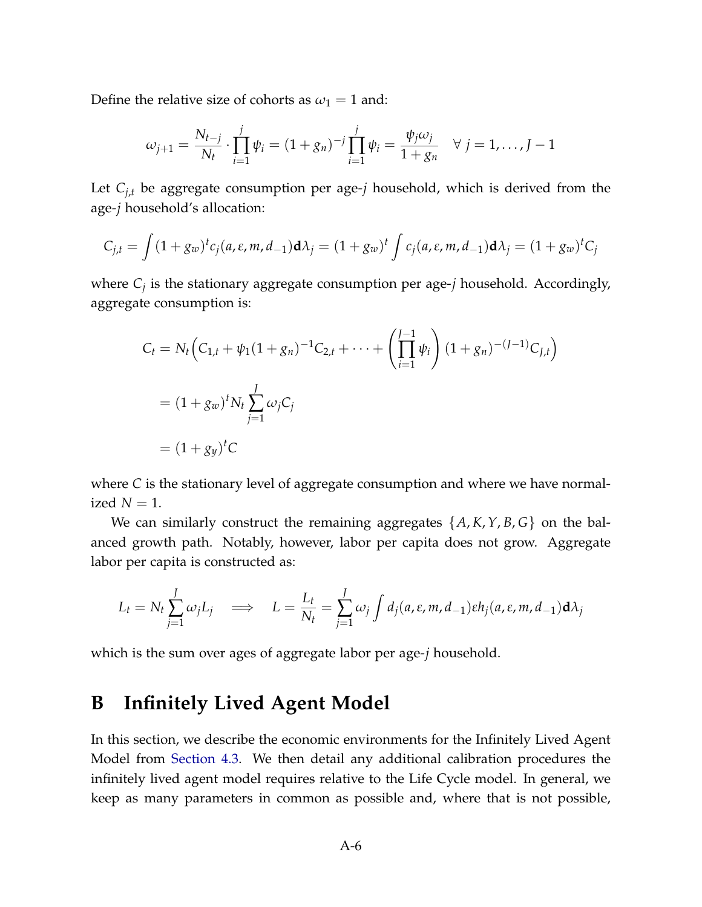Define the relative size of cohorts as $\omega_1 = 1$ and:

$$\omega_{j+1} = \frac{N_{t-j}}{N_t} \cdot \prod_{i=1}^{j} \psi_i = (1+g_n)^{-j} \prod_{i=1}^{j} \psi_i = \frac{\psi_j \omega_j}{1+g_n} \quad \forall\ j = 1, \ldots, J-1$$

Let $C_{j,t}$ be aggregate consumption per age-$j$ household, which is derived from the age-$j$ household's allocation:

$$C_{j,t} = \int (1+g_w)^t c_j(a, \varepsilon, m, d_{-1}) \mathbf{d}\lambda_j = (1+g_w)^t \int c_j(a, \varepsilon, m, d_{-1}) \mathbf{d}\lambda_j = (1+g_w)^t C_j$$

where $C_j$ is the stationary aggregate consumption per age-$j$ household. Accordingly, aggregate consumption is:

$$\begin{aligned}
C_t &= N_t \Big( C_{1,t} + \psi_1 (1+g_n)^{-1} C_{2,t} + \cdots + \left( \prod_{i=1}^{J-1} \psi_i \right) (1+g_n)^{-(J-1)} C_{J,t} \Big) \\
&= (1+g_w)^t N_t \sum_{j=1}^{J} \omega_j C_j \\
&= (1+g_y)^t C
\end{aligned}$$

where $C$ is the stationary level of aggregate consumption and where we have normalized $N = 1$.

We can similarly construct the remaining aggregates $\{A, K, Y, B, G\}$ on the balanced growth path. Notably, however, labor per capita does not grow. Aggregate labor per capita is constructed as:

$$L_t = N_t \sum_{j=1}^{J} \omega_j L_j \quad \Longrightarrow \quad L = \frac{L_t}{N_t} = \sum_{j=1}^{J} \omega_j \int d_j(a, \varepsilon, m, d_{-1}) \varepsilon h_j(a, \varepsilon, m, d_{-1}) \mathbf{d}\lambda_j$$

which is the sum over ages of aggregate labor per age-$j$ household.

# B Infinitely Lived Agent Model

In this section, we describe the economic environments for the Infinitely Lived Agent Model from Section 4.3. We then detail any additional calibration procedures the infinitely lived agent model requires relative to the Life Cycle model. In general, we keep as many parameters in common as possible and, where that is not possible,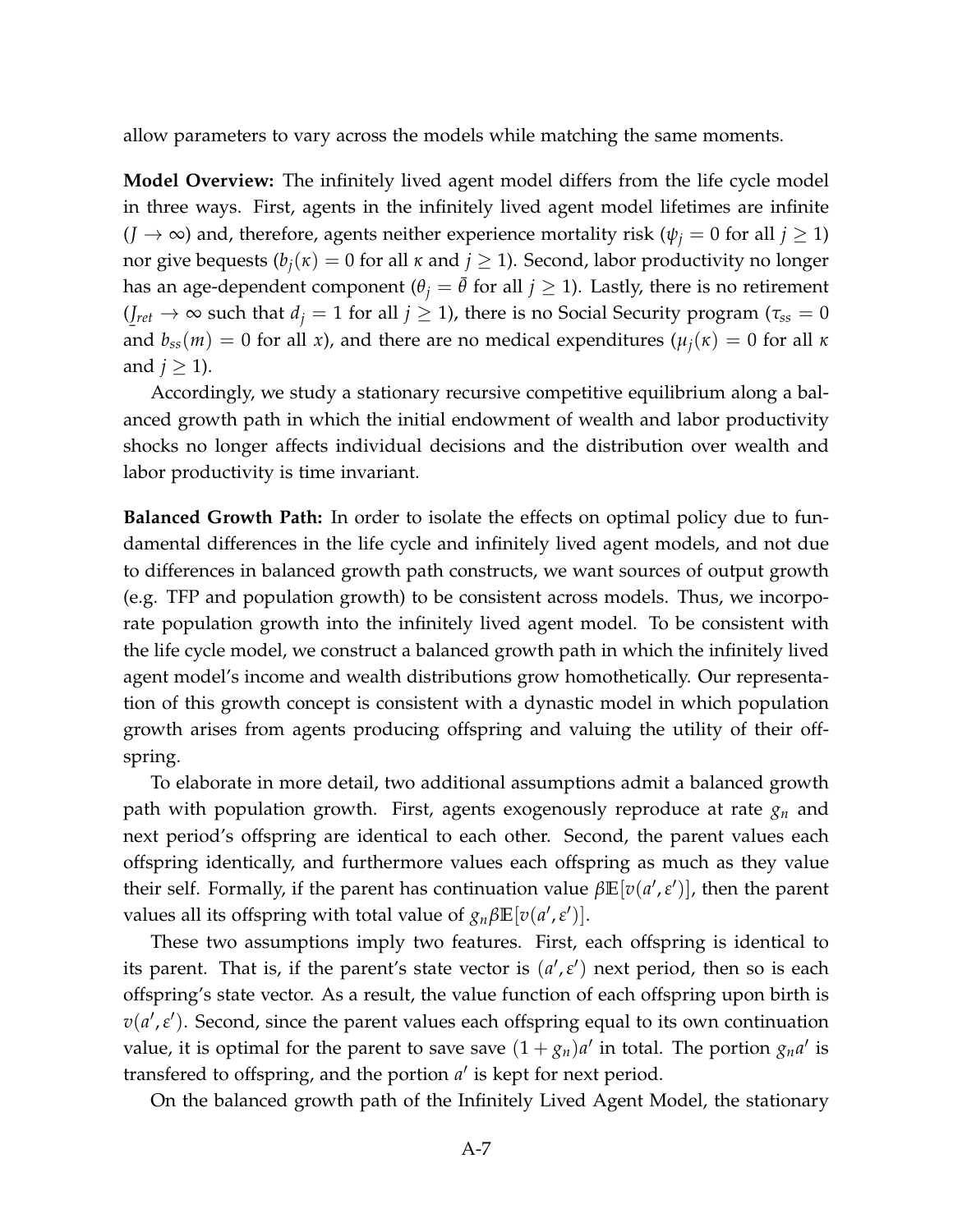allow parameters to vary across the models while matching the same moments.

**Model Overview:** The infinitely lived agent model differs from the life cycle model in three ways. First, agents in the infinitely lived agent model lifetimes are infinite ($J \to \infty$) and, therefore, agents neither experience mortality risk ($\psi_j = 0$ for all $j \geq 1$) nor give bequests ($b_j(\kappa) = 0$ for all $\kappa$ and $j \geq 1$). Second, labor productivity no longer has an age-dependent component ($\theta_j = \bar{\theta}$ for all $j \geq 1$). Lastly, there is no retirement ($J_{ret} \to \infty$ such that $d_j = 1$ for all $j \geq 1$), there is no Social Security program ($\tau_{ss} = 0$ and $b_{ss}(m) = 0$ for all $x$), and there are no medical expenditures ($\mu_j(\kappa) = 0$ for all $\kappa$ and $j \geq 1$).

Accordingly, we study a stationary recursive competitive equilibrium along a balanced growth path in which the initial endowment of wealth and labor productivity shocks no longer affects individual decisions and the distribution over wealth and labor productivity is time invariant.

**Balanced Growth Path:** In order to isolate the effects on optimal policy due to fundamental differences in the life cycle and infinitely lived agent models, and not due to differences in balanced growth path constructs, we want sources of output growth (e.g. TFP and population growth) to be consistent across models. Thus, we incorporate population growth into the infinitely lived agent model. To be consistent with the life cycle model, we construct a balanced growth path in which the infinitely lived agent model's income and wealth distributions grow homothetically. Our representation of this growth concept is consistent with a dynastic model in which population growth arises from agents producing offspring and valuing the utility of their offspring.

To elaborate in more detail, two additional assumptions admit a balanced growth path with population growth. First, agents exogenously reproduce at rate $g_n$ and next period's offspring are identical to each other. Second, the parent values each offspring identically, and furthermore values each offspring as much as they value their self. Formally, if the parent has continuation value $\beta \mathbb{E}[v(a', \varepsilon')]$, then the parent values all its offspring with total value of $g_n \beta \mathbb{E}[v(a', \varepsilon')]$.

These two assumptions imply two features. First, each offspring is identical to its parent. That is, if the parent's state vector is $(a', \varepsilon')$ next period, then so is each offspring's state vector. As a result, the value function of each offspring upon birth is $v(a', \varepsilon')$. Second, since the parent values each offspring equal to its own continuation value, it is optimal for the parent to save save $(1 + g_n)a'$ in total. The portion $g_n a'$ is transfered to offspring, and the portion $a'$ is kept for next period.

On the balanced growth path of the Infinitely Lived Agent Model, the stationary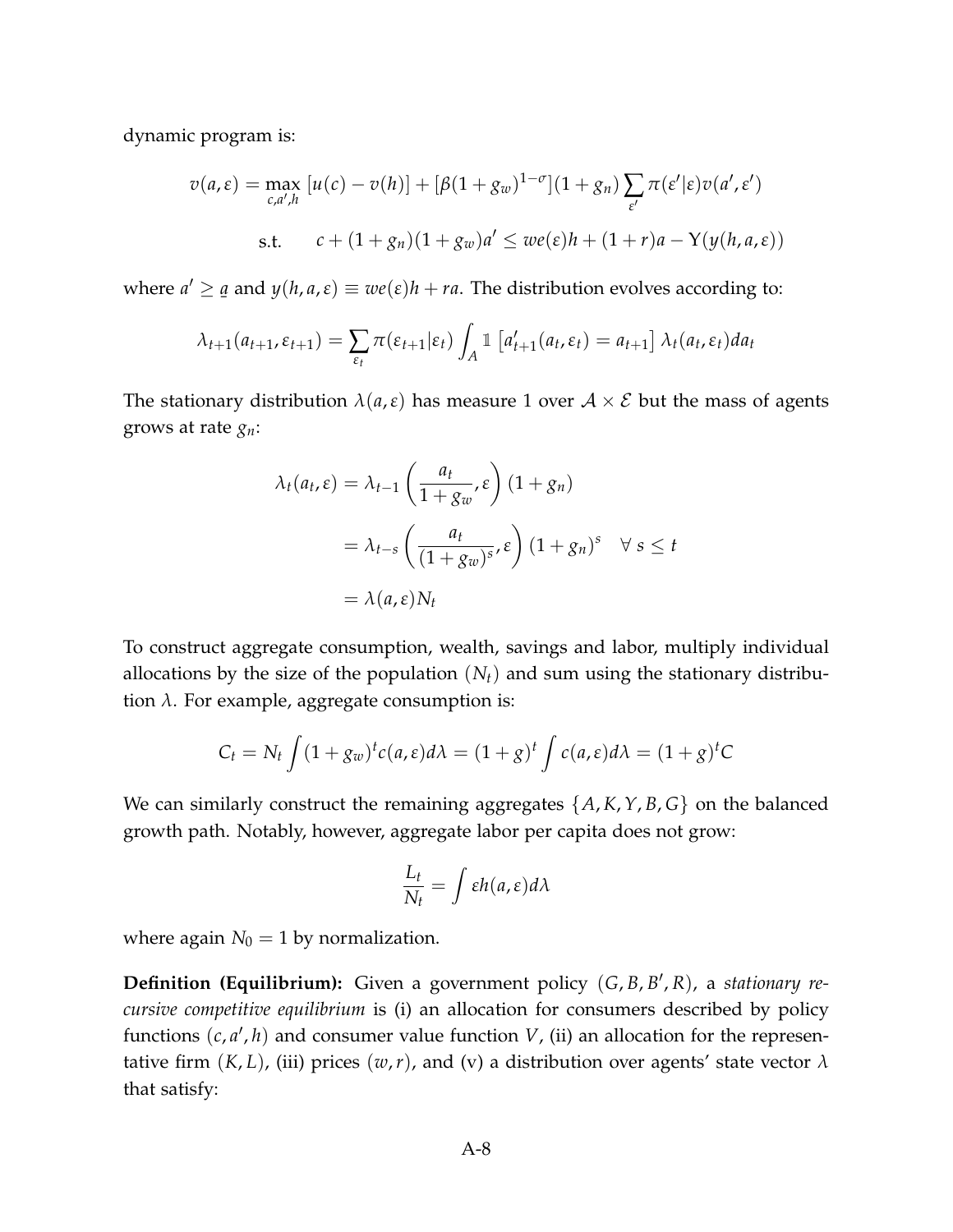dynamic program is:

$$v(a,\varepsilon) = \max_{c,a',h} [u(c) - v(h)] + [\beta(1+g_w)^{1-\sigma}](1+g_n)\sum_{\varepsilon'} \pi(\varepsilon'|\varepsilon) v(a',\varepsilon')$$

$$\text{s.t.} \quad c + (1+g_n)(1+g_w)a' \leq we(\varepsilon)h + (1+r)a - \Upsilon(y(h,a,\varepsilon))$$

where $a' \geq \underline{a}$ and $y(h,a,\varepsilon) \equiv we(\varepsilon)h + ra$. The distribution evolves according to:

$$\lambda_{t+1}(a_{t+1},\varepsilon_{t+1}) = \sum_{\varepsilon_t} \pi(\varepsilon_{t+1}|\varepsilon_t) \int_A \mathbb{1}\left[a'_{t+1}(a_t,\varepsilon_t) = a_{t+1}\right] \lambda_t(a_t,\varepsilon_t) da_t$$

The stationary distribution $\lambda(a,\varepsilon)$ has measure 1 over $\mathcal{A} \times \mathcal{E}$ but the mass of agents grows at rate $g_n$:

$$\begin{aligned}
\lambda_t(a_t,\varepsilon) &= \lambda_{t-1}\left(\frac{a_t}{1+g_w},\varepsilon\right)(1+g_n) \\
&= \lambda_{t-s}\left(\frac{a_t}{(1+g_w)^s},\varepsilon\right)(1+g_n)^s \quad \forall\, s \leq t \\
&= \lambda(a,\varepsilon)N_t
\end{aligned}$$

To construct aggregate consumption, wealth, savings and labor, multiply individual allocations by the size of the population ($N_t$) and sum using the stationary distribution $\lambda$. For example, aggregate consumption is:

$$C_t = N_t \int (1+g_w)^t c(a,\varepsilon) d\lambda = (1+g)^t \int c(a,\varepsilon) d\lambda = (1+g)^t C$$

We can similarly construct the remaining aggregates $\{A, K, Y, B, G\}$ on the balanced growth path. Notably, however, aggregate labor per capita does not grow:

$$\frac{L_t}{N_t} = \int \varepsilon h(a,\varepsilon) d\lambda$$

where again $N_0 = 1$ by normalization.

**Definition (Equilibrium):** Given a government policy $(G, B, B', R)$, a *stationary recursive competitive equilibrium* is (i) an allocation for consumers described by policy functions $(c, a', h)$ and consumer value function $V$, (ii) an allocation for the representative firm $(K, L)$, (iii) prices $(w, r)$, and (v) a distribution over agents' state vector $\lambda$ that satisfy: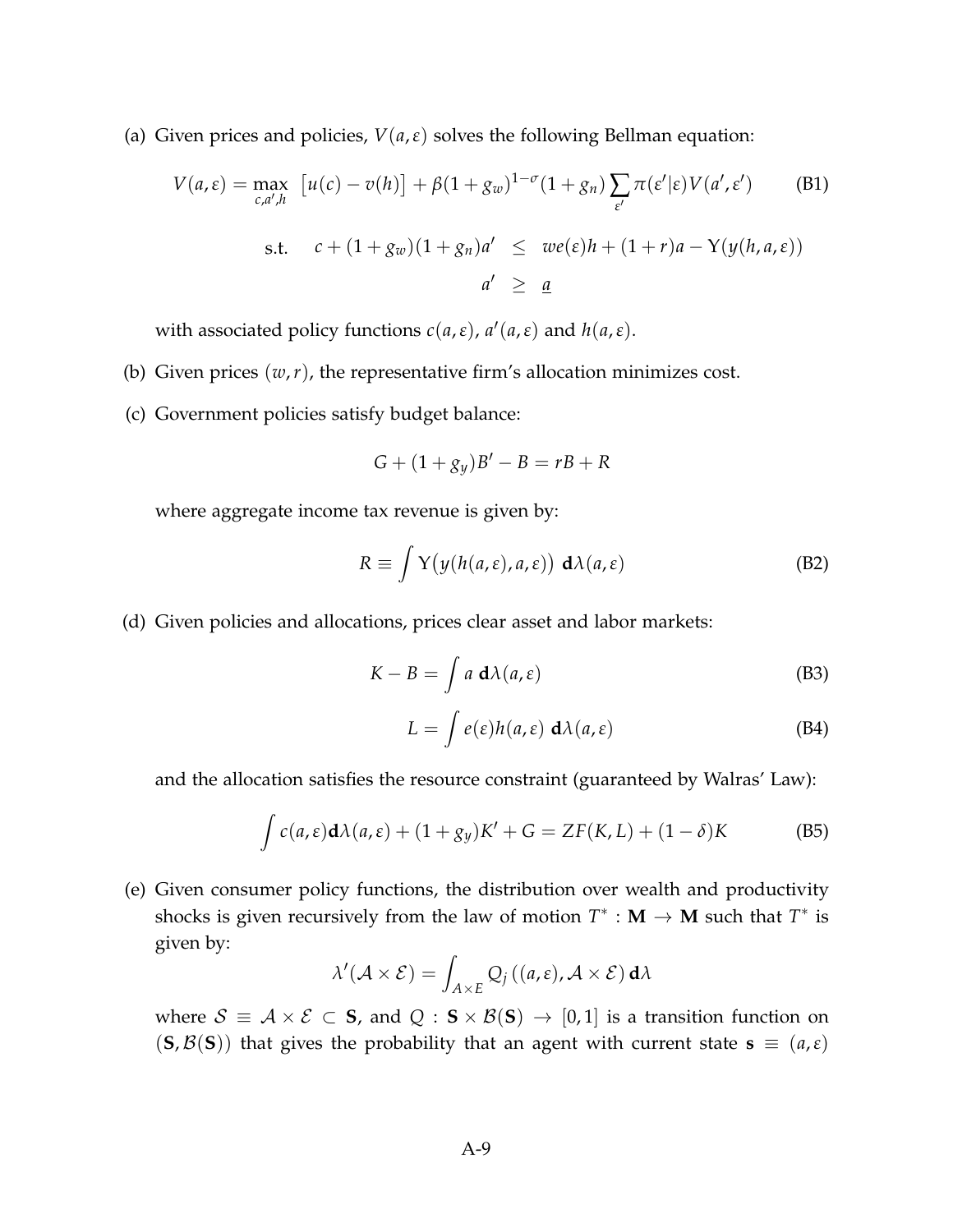(a) Given prices and policies, $V(a, \varepsilon)$ solves the following Bellman equation:

$$V(a,\varepsilon) = \max_{c,a',h} \; \left[u(c) - v(h)\right] + \beta(1+g_w)^{1-\sigma}(1+g_n)\sum_{\varepsilon'} \pi(\varepsilon'|\varepsilon)V(a',\varepsilon') \tag{B1}$$

$$\text{s.t.} \quad c + (1+g_w)(1+g_n)a' \;\leq\; we(\varepsilon)h + (1+r)a - \Upsilon(y(h,a,\varepsilon))$$

$$a' \;\geq\; \underline{a}$$

with associated policy functions $c(a, \varepsilon)$, $a'(a, \varepsilon)$ and $h(a, \varepsilon)$.

(b) Given prices $(w, r)$, the representative firm's allocation minimizes cost.

(c) Government policies satisfy budget balance:

$$G + (1+g_y)B' - B = rB + R$$

where aggregate income tax revenue is given by:

$$R \equiv \int \Upsilon\big(y(h(a,\varepsilon),a,\varepsilon)\big) \; \mathbf{d}\lambda(a,\varepsilon) \tag{B2}$$

(d) Given policies and allocations, prices clear asset and labor markets:

$$K - B = \int a \; \mathbf{d}\lambda(a,\varepsilon) \tag{B3}$$

$$L = \int e(\varepsilon)h(a,\varepsilon) \; \mathbf{d}\lambda(a,\varepsilon) \tag{B4}$$

and the allocation satisfies the resource constraint (guaranteed by Walras' Law):

$$\int c(a,\varepsilon)\mathbf{d}\lambda(a,\varepsilon) + (1+g_y)K' + G = ZF(K,L) + (1-\delta)K \tag{B5}$$

(e) Given consumer policy functions, the distribution over wealth and productivity shocks is given recursively from the law of motion $T^* : \mathbf{M} \rightarrow \mathbf{M}$ such that $T^*$ is given by:

$$\lambda'(\mathcal{A} \times \mathcal{E}) = \int_{A \times E} Q_j\left((a,\varepsilon), \mathcal{A} \times \mathcal{E}\right) \mathbf{d}\lambda$$

where $\mathcal{S} \equiv \mathcal{A} \times \mathcal{E} \subset \mathbf{S}$, and $Q : \mathbf{S} \times \mathcal{B}(\mathbf{S}) \rightarrow [0,1]$ is a transition function on $(\mathbf{S}, \mathcal{B}(\mathbf{S}))$ that gives the probability that an agent with current state $\mathbf{s} \equiv (a, \varepsilon)$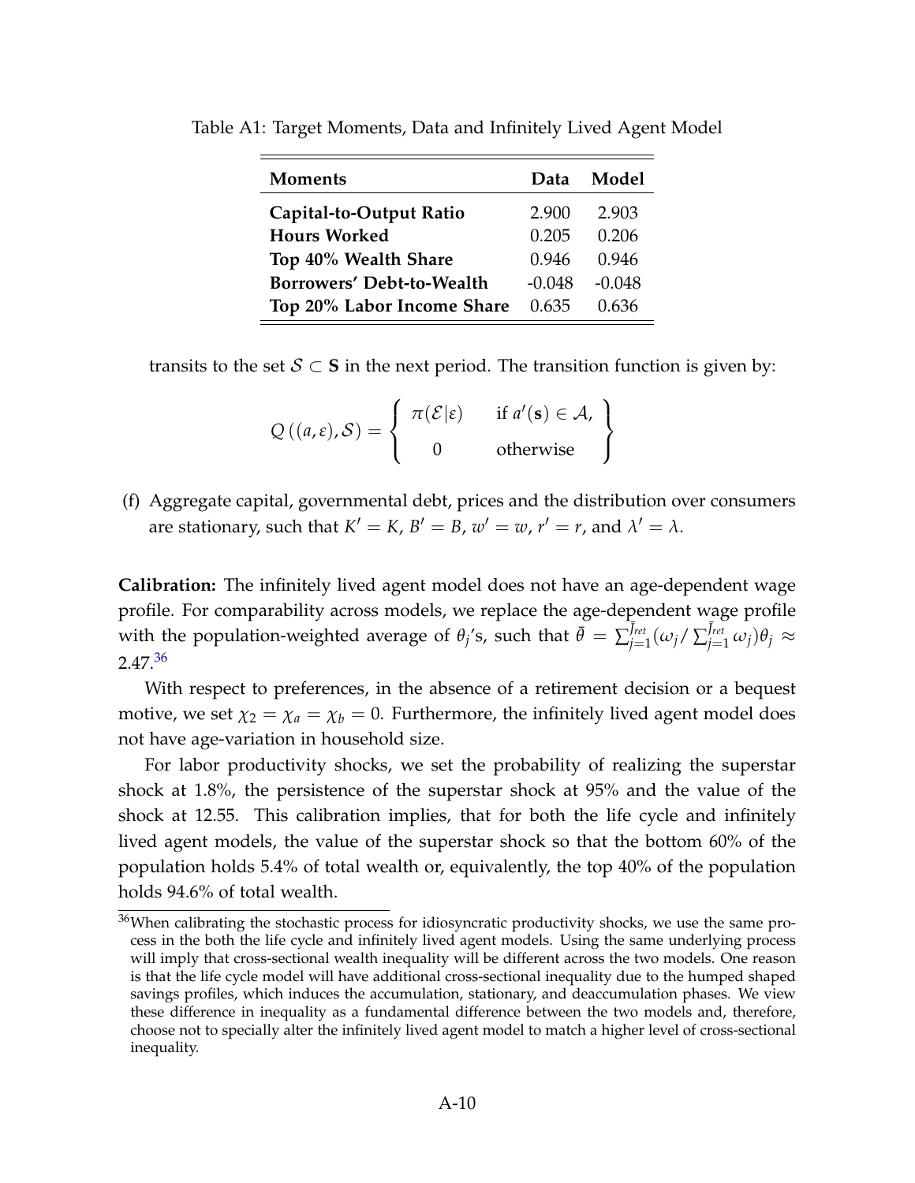Table A1: Target Moments, Data and Infinitely Lived Agent Model

| **Moments** | **Data** | **Model** |
|---|---|---|
| **Capital-to-Output Ratio** | 2.900 | 2.903 |
| **Hours Worked** | 0.205 | 0.206 |
| **Top 40% Wealth Share** | 0.946 | 0.946 |
| **Borrowers' Debt-to-Wealth** | -0.048 | -0.048 |
| **Top 20% Labor Income Share** | 0.635 | 0.636 |

transits to the set $\mathcal{S} \subset \mathbf{S}$ in the next period. The transition function is given by:

$$Q\left((a,\varepsilon),\mathcal{S}\right) = \left\{ \begin{array}{ll} \pi(\mathcal{E}|\varepsilon) & \text{if } a'(\mathbf{s}) \in \mathcal{A}, \\ 0 & \text{otherwise} \end{array} \right\}$$

(f) Aggregate capital, governmental debt, prices and the distribution over consumers are stationary, such that $K' = K$, $B' = B$, $w' = w$, $r' = r$, and $\lambda' = \lambda$.

**Calibration:** The infinitely lived agent model does not have an age-dependent wage profile. For comparability across models, we replace the age-dependent wage profile with the population-weighted average of $\theta_j$'s, such that $\bar{\theta} = \sum_{j=1}^{\bar{J}_{ret}}(\omega_j / \sum_{j=1}^{\bar{J}_{ret}} \omega_j)\theta_j \approx 2.47$.[36]

With respect to preferences, in the absence of a retirement decision or a bequest motive, we set $\chi_2 = \chi_a = \chi_b = 0$. Furthermore, the infinitely lived agent model does not have age-variation in household size.

For labor productivity shocks, we set the probability of realizing the superstar shock at 1.8%, the persistence of the superstar shock at 95% and the value of the shock at 12.55. This calibration implies, that for both the life cycle and infinitely lived agent models, the value of the superstar shock so that the bottom 60% of the population holds 5.4% of total wealth or, equivalently, the top 40% of the population holds 94.6% of total wealth.

[36]When calibrating the stochastic process for idiosyncratic productivity shocks, we use the same process in the both the life cycle and infinitely lived agent models. Using the same underlying process will imply that cross-sectional wealth inequality will be different across the two models. One reason is that the life cycle model will have additional cross-sectional inequality due to the humped shaped savings profiles, which induces the accumulation, stationary, and deaccumulation phases. We view these difference in inequality as a fundamental difference between the two models and, therefore, choose not to specially alter the infinitely lived agent model to match a higher level of cross-sectional inequality.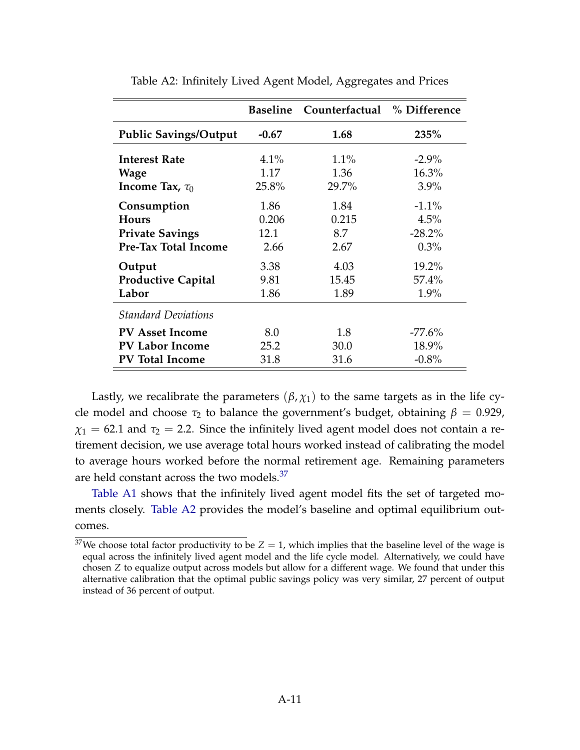Table A2: Infinitely Lived Agent Model, Aggregates and Prices

| | **Baseline** | **Counterfactual** | **% Difference** |
|---|---|---|---|
| **Public Savings/Output** | **-0.67** | **1.68** | **235%** |
| **Interest Rate** | 4.1% | 1.1% | -2.9% |
| **Wage** | 1.17 | 1.36 | 16.3% |
| **Income Tax, $\tau_0$** | 25.8% | 29.7% | 3.9% |
| **Consumption** | 1.86 | 1.84 | -1.1% |
| **Hours** | 0.206 | 0.215 | 4.5% |
| **Private Savings** | 12.1 | 8.7 | -28.2% |
| **Pre-Tax Total Income** | 2.66 | 2.67 | 0.3% |
| **Output** | 3.38 | 4.03 | 19.2% |
| **Productive Capital** | 9.81 | 15.45 | 57.4% |
| **Labor** | 1.86 | 1.89 | 1.9% |
| *Standard Deviations* | | | |
| **PV Asset Income** | 8.0 | 1.8 | -77.6% |
| **PV Labor Income** | 25.2 | 30.0 | 18.9% |
| **PV Total Income** | 31.8 | 31.6 | -0.8% |

Lastly, we recalibrate the parameters $(\beta, \chi_1)$ to the same targets as in the life cycle model and choose $\tau_2$ to balance the government's budget, obtaining $\beta = 0.929$, $\chi_1 = 62.1$ and $\tau_2 = 2.2$. Since the infinitely lived agent model does not contain a retirement decision, we use average total hours worked instead of calibrating the model to average hours worked before the normal retirement age. Remaining parameters are held constant across the two models.[37]

Table A1 shows that the infinitely lived agent model fits the set of targeted moments closely. Table A2 provides the model's baseline and optimal equilibrium outcomes.

[37] We choose total factor productivity to be $Z = 1$, which implies that the baseline level of the wage is equal across the infinitely lived agent model and the life cycle model. Alternatively, we could have chosen $Z$ to equalize output across models but allow for a different wage. We found that under this alternative calibration that the optimal public savings policy was very similar, 27 percent of output instead of 36 percent of output.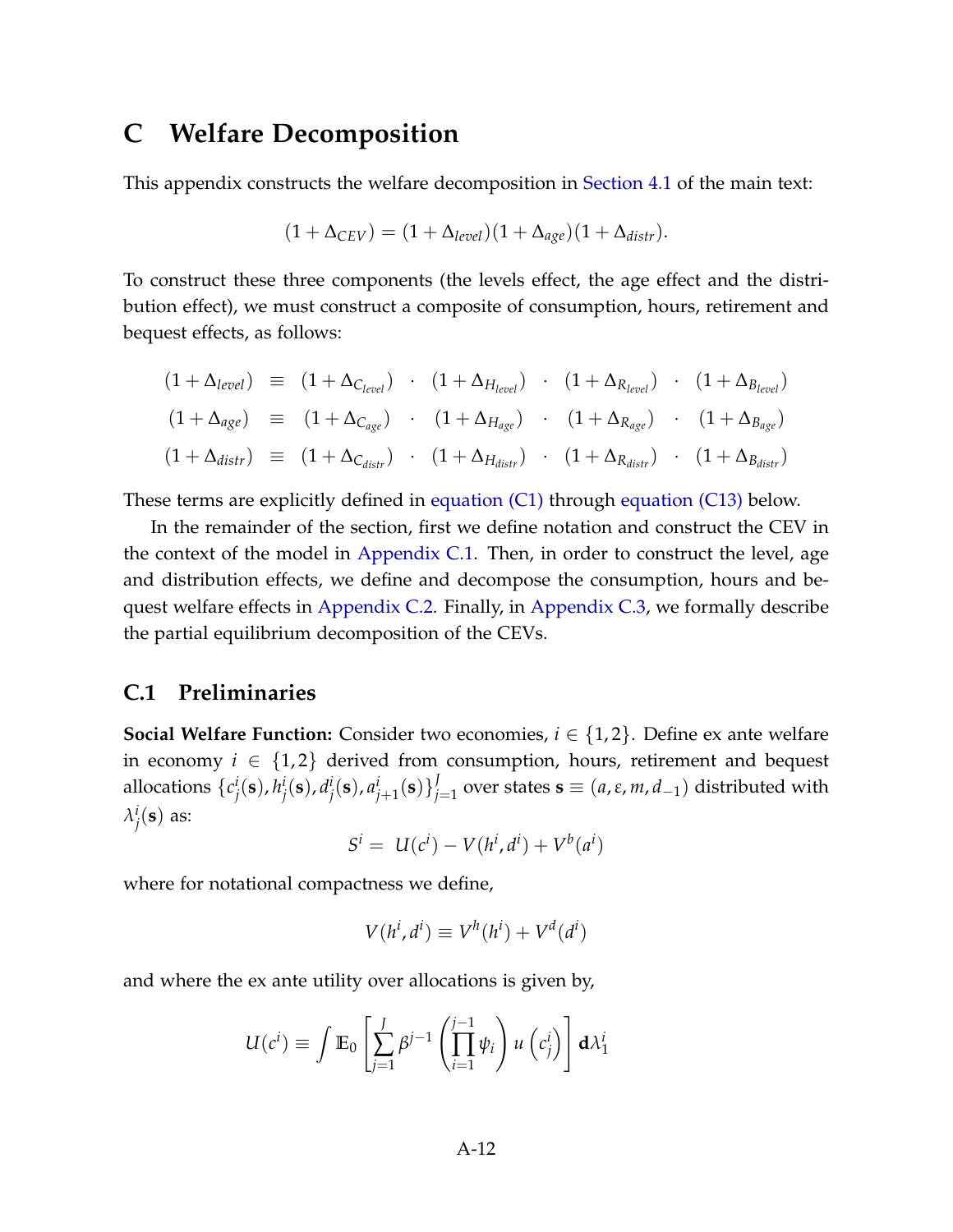# C Welfare Decomposition

This appendix constructs the welfare decomposition in Section 4.1 of the main text:

$$(1 + \Delta_{CEV}) = (1 + \Delta_{level})(1 + \Delta_{age})(1 + \Delta_{distr}).$$

To construct these three components (the levels effect, the age effect and the distribution effect), we must construct a composite of consumption, hours, retirement and bequest effects, as follows:

$$
\begin{aligned}
(1 + \Delta_{level}) &\equiv (1 + \Delta_{C_{level}}) \cdot (1 + \Delta_{H_{level}}) \cdot (1 + \Delta_{R_{level}}) \cdot (1 + \Delta_{B_{level}}) \\
(1 + \Delta_{age}) &\equiv (1 + \Delta_{C_{age}}) \cdot (1 + \Delta_{H_{age}}) \cdot (1 + \Delta_{R_{age}}) \cdot (1 + \Delta_{B_{age}}) \\
(1 + \Delta_{distr}) &\equiv (1 + \Delta_{C_{distr}}) \cdot (1 + \Delta_{H_{distr}}) \cdot (1 + \Delta_{R_{distr}}) \cdot (1 + \Delta_{B_{distr}})
\end{aligned}
$$

These terms are explicitly defined in equation (C1) through equation (C13) below.

In the remainder of the section, first we define notation and construct the CEV in the context of the model in Appendix C.1. Then, in order to construct the level, age and distribution effects, we define and decompose the consumption, hours and bequest welfare effects in Appendix C.2. Finally, in Appendix C.3, we formally describe the partial equilibrium decomposition of the CEVs.

## C.1 Preliminaries

**Social Welfare Function:** Consider two economies, $i \in \{1, 2\}$. Define ex ante welfare in economy $i \in \{1, 2\}$ derived from consumption, hours, retirement and bequest allocations $\{c_j^i(\mathbf{s}), h_j^i(\mathbf{s}), d_j^i(\mathbf{s}), a_{j+1}^i(\mathbf{s})\}_{j=1}^J$ over states $\mathbf{s} \equiv (a, \varepsilon, m, d_{-1})$ distributed with $\lambda_j^i(\mathbf{s})$ as:

$$S^i = U(c^i) - V(h^i, d^i) + V^b(a^i)$$

where for notational compactness we define,

$$V(h^i, d^i) \equiv V^h(h^i) + V^d(d^i)$$

and where the ex ante utility over allocations is given by,

$$U(c^i) \equiv \int \mathbb{E}_0 \left[ \sum_{j=1}^{J} \beta^{j-1} \left( \prod_{i=1}^{j-1} \psi_i \right) u\left(c_j^i\right) \right] \mathbf{d}\lambda_1^i$$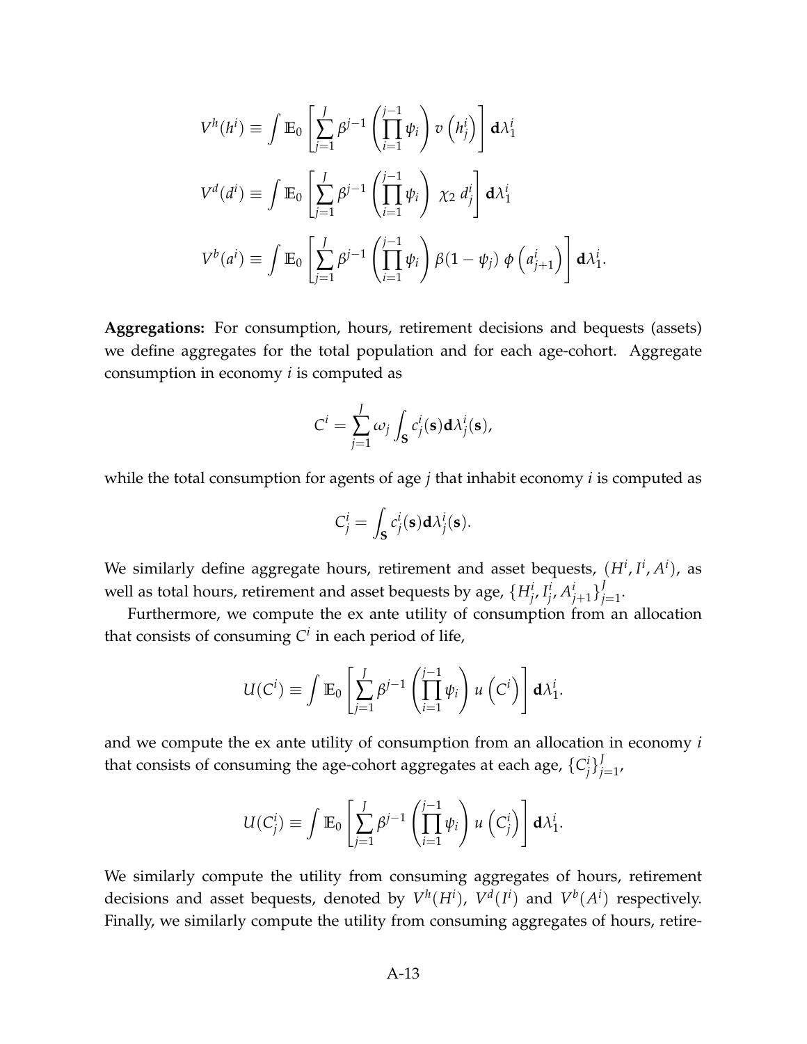$$V^h(h^i) \equiv \int \mathbb{E}_0 \left[ \sum_{j=1}^{J} \beta^{j-1} \left( \prod_{i=1}^{j-1} \psi_i \right) v\left(h_j^i\right) \right] \mathbf{d}\lambda_1^i$$

$$V^d(d^i) \equiv \int \mathbb{E}_0 \left[ \sum_{j=1}^{J} \beta^{j-1} \left( \prod_{i=1}^{j-1} \psi_i \right) \chi_2 \, d_j^i \right] \mathbf{d}\lambda_1^i$$

$$V^b(a^i) \equiv \int \mathbb{E}_0 \left[ \sum_{j=1}^{J} \beta^{j-1} \left( \prod_{i=1}^{j-1} \psi_i \right) \beta(1-\psi_j) \, \phi\left(a_{j+1}^i\right) \right] \mathbf{d}\lambda_1^i.$$

**Aggregations:** For consumption, hours, retirement decisions and bequests (assets) we define aggregates for the total population and for each age-cohort. Aggregate consumption in economy $i$ is computed as

$$C^i = \sum_{j=1}^{J} \omega_j \int_{\mathbf{S}} c_j^i(\mathbf{s}) \mathbf{d}\lambda_j^i(\mathbf{s}),$$

while the total consumption for agents of age $j$ that inhabit economy $i$ is computed as

$$C_j^i = \int_{\mathbf{S}} c_j^i(\mathbf{s}) \mathbf{d}\lambda_j^i(\mathbf{s}).$$

We similarly define aggregate hours, retirement and asset bequests, $(H^i, I^i, A^i)$, as well as total hours, retirement and asset bequests by age, $\{H_j^i, I_j^i, A_{j+1}^i\}_{j=1}^J$.

Furthermore, we compute the ex ante utility of consumption from an allocation that consists of consuming $C^i$ in each period of life,

$$U(C^i) \equiv \int \mathbb{E}_0 \left[ \sum_{j=1}^{J} \beta^{j-1} \left( \prod_{i=1}^{j-1} \psi_i \right) u\left(C^i\right) \right] \mathbf{d}\lambda_1^i.$$

and we compute the ex ante utility of consumption from an allocation in economy $i$ that consists of consuming the age-cohort aggregates at each age, $\{C_j^i\}_{j=1}^J$,

$$U(C_j^i) \equiv \int \mathbb{E}_0 \left[ \sum_{j=1}^{J} \beta^{j-1} \left( \prod_{i=1}^{j-1} \psi_i \right) u\left(C_j^i\right) \right] \mathbf{d}\lambda_1^i.$$

We similarly compute the utility from consuming aggregates of hours, retirement decisions and asset bequests, denoted by $V^h(H^i)$, $V^d(I^i)$ and $V^b(A^i)$ respectively. Finally, we similarly compute the utility from consuming aggregates of hours, retire-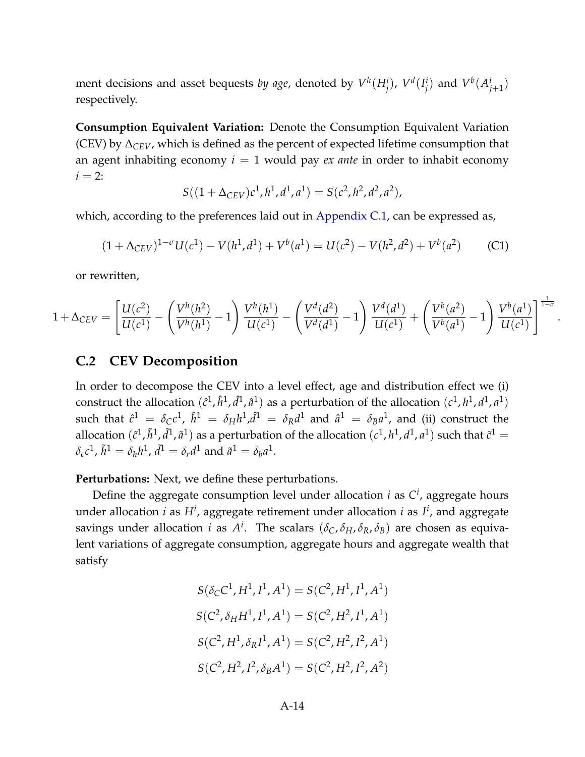ment decisions and asset bequests *by age*, denoted by $V^h(H^i_j)$, $V^d(I^i_j)$ and $V^b(A^i_{j+1})$ respectively.

**Consumption Equivalent Variation:** Denote the Consumption Equivalent Variation (CEV) by $\Delta_{CEV}$, which is defined as the percent of expected lifetime consumption that an agent inhabiting economy $i = 1$ would pay *ex ante* in order to inhabit economy $i = 2$:

$$S((1+\Delta_{CEV})c^1, h^1, d^1, a^1) = S(c^2, h^2, d^2, a^2),$$

which, according to the preferences laid out in Appendix C.1, can be expressed as,

$$(1+\Delta_{CEV})^{1-\sigma} U(c^1) - V(h^1, d^1) + V^b(a^1) = U(c^2) - V(h^2, d^2) + V^b(a^2) \tag{C1}$$

or rewritten,

$$1+\Delta_{CEV} = \left[ \frac{U(c^2)}{U(c^1)} - \left( \frac{V^h(h^2)}{V^h(h^1)} - 1 \right) \frac{V^h(h^1)}{U(c^1)} - \left( \frac{V^d(d^2)}{V^d(d^1)} - 1 \right) \frac{V^d(d^1)}{U(c^1)} + \left( \frac{V^b(a^2)}{V^b(a^1)} - 1 \right) \frac{V^b(a^1)}{U(c^1)} \right]^{\frac{1}{1-\sigma}}.$$

## C.2 CEV Decomposition

In order to decompose the CEV into a level effect, age and distribution effect we (i) construct the allocation $(\hat{c}^1, \hat{h}^1, \hat{d}^1, \hat{a}^1)$ as a perturbation of the allocation $(c^1, h^1, d^1, a^1)$ such that $\hat{c}^1 = \delta_C c^1$, $\hat{h}^1 = \delta_H h^1$, $\hat{d}^1 = \delta_R d^1$ and $\hat{a}^1 = \delta_B a^1$, and (ii) construct the allocation $(\tilde{c}^1, \tilde{h}^1, \tilde{d}^1, \tilde{a}^1)$ as a perturbation of the allocation $(c^1, h^1, d^1, a^1)$ such that $\tilde{c}^1 = \delta_c c^1$, $\tilde{h}^1 = \delta_h h^1$, $\tilde{d}^1 = \delta_r d^1$ and $\tilde{a}^1 = \delta_b a^1$.

**Perturbations:** Next, we define these perturbations.

Define the aggregate consumption level under allocation $i$ as $C^i$, aggregate hours under allocation $i$ as $H^i$, aggregate retirement under allocation $i$ as $I^i$, and aggregate savings under allocation $i$ as $A^i$. The scalars $(\delta_C, \delta_H, \delta_R, \delta_B)$ are chosen as equivalent variations of aggregate consumption, aggregate hours and aggregate wealth that satisfy

$$S(\delta_C C^1, H^1, I^1, A^1) = S(C^2, H^1, I^1, A^1)$$

$$S(C^2, \delta_H H^1, I^1, A^1) = S(C^2, H^2, I^1, A^1)$$

$$S(C^2, H^1, \delta_R I^1, A^1) = S(C^2, H^2, I^2, A^1)$$

$$S(C^2, H^2, I^2, \delta_B A^1) = S(C^2, H^2, I^2, A^2)$$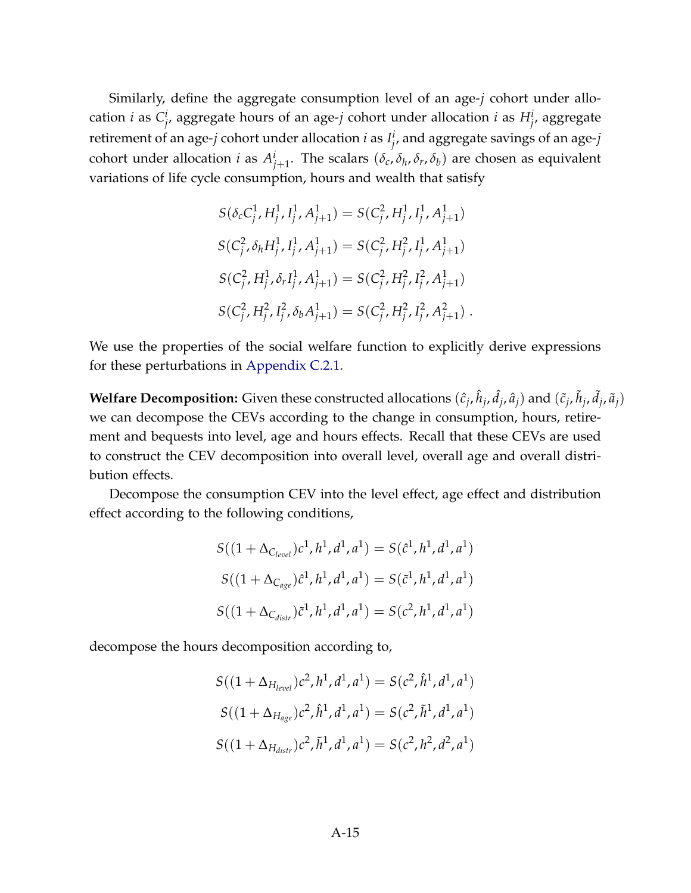Similarly, define the aggregate consumption level of an age-$j$ cohort under allocation $i$ as $C^i_j$, aggregate hours of an age-$j$ cohort under allocation $i$ as $H^i_j$, aggregate retirement of an age-$j$ cohort under allocation $i$ as $I^i_j$, and aggregate savings of an age-$j$ cohort under allocation $i$ as $A^i_{j+1}$. The scalars $(\delta_c, \delta_h, \delta_r, \delta_b)$ are chosen as equivalent variations of life cycle consumption, hours and wealth that satisfy

$$
\begin{aligned}
S(\delta_c C^1_j, H^1_j, I^1_j, A^1_{j+1}) &= S(C^2_j, H^1_j, I^1_j, A^1_{j+1}) \\
S(C^2_j, \delta_h H^1_j, I^1_j, A^1_{j+1}) &= S(C^2_j, H^2_j, I^1_j, A^1_{j+1}) \\
S(C^2_j, H^1_j, \delta_r I^1_j, A^1_{j+1}) &= S(C^2_j, H^2_j, I^2_j, A^1_{j+1}) \\
S(C^2_j, H^2_j, I^2_j, \delta_b A^1_{j+1}) &= S(C^2_j, H^2_j, I^2_j, A^2_{j+1}) \,.
\end{aligned}
$$

We use the properties of the social welfare function to explicitly derive expressions for these perturbations in Appendix C.2.1.

**Welfare Decomposition:** Given these constructed allocations $(\hat{c}_j, \hat{h}_j, \hat{d}_j, \hat{a}_j)$ and $(\tilde{c}_j, \tilde{h}_j, \tilde{d}_j, \tilde{a}_j)$ we can decompose the CEVs according to the change in consumption, hours, retirement and bequests into level, age and hours effects. Recall that these CEVs are used to construct the CEV decomposition into overall level, overall age and overall distribution effects.

Decompose the consumption CEV into the level effect, age effect and distribution effect according to the following conditions,

$$
\begin{aligned}
S((1+\Delta_{C_{level}})c^1, h^1, d^1, a^1) &= S(\hat{c}^1, h^1, d^1, a^1) \\
S((1+\Delta_{C_{age}})\hat{c}^1, h^1, d^1, a^1) &= S(\tilde{c}^1, h^1, d^1, a^1) \\
S((1+\Delta_{C_{distr}})\tilde{c}^1, h^1, d^1, a^1) &= S(c^2, h^1, d^1, a^1)
\end{aligned}
$$

decompose the hours decomposition according to,

$$
\begin{aligned}
S((1+\Delta_{H_{level}})c^2, h^1, d^1, a^1) &= S(c^2, \hat{h}^1, d^1, a^1) \\
S((1+\Delta_{H_{age}})c^2, \hat{h}^1, d^1, a^1) &= S(c^2, \tilde{h}^1, d^1, a^1) \\
S((1+\Delta_{H_{distr}})c^2, \tilde{h}^1, d^1, a^1) &= S(c^2, h^2, d^2, a^1)
\end{aligned}
$$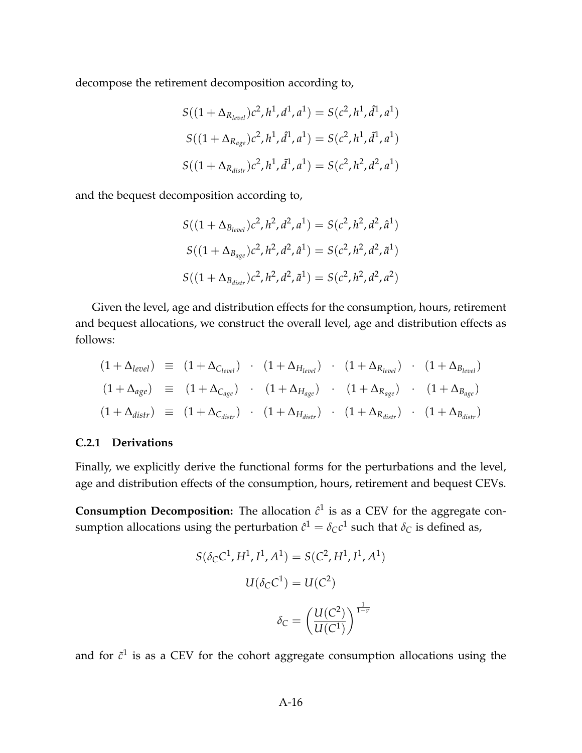decompose the retirement decomposition according to,

$$S((1+\Delta_{R_{level}})c^2, h^1, d^1, a^1) = S(c^2, h^1, \hat{d}^1, a^1)$$

$$S((1+\Delta_{R_{age}})c^2, h^1, \hat{d}^1, a^1) = S(c^2, h^1, \tilde{d}^1, a^1)$$

$$S((1+\Delta_{R_{distr}})c^2, h^1, \tilde{d}^1, a^1) = S(c^2, h^2, d^2, a^1)$$

and the bequest decomposition according to,

$$S((1+\Delta_{B_{level}})c^2, h^2, d^2, a^1) = S(c^2, h^2, d^2, \hat{a}^1)$$

$$S((1+\Delta_{B_{age}})c^2, h^2, d^2, \hat{a}^1) = S(c^2, h^2, d^2, \tilde{a}^1)$$

$$S((1+\Delta_{B_{distr}})c^2, h^2, d^2, \tilde{a}^1) = S(c^2, h^2, d^2, a^2)$$

Given the level, age and distribution effects for the consumption, hours, retirement and bequest allocations, we construct the overall level, age and distribution effects as follows:

$$(1+\Delta_{level}) \equiv (1+\Delta_{C_{level}}) \cdot (1+\Delta_{H_{level}}) \cdot (1+\Delta_{R_{level}}) \cdot (1+\Delta_{B_{level}})$$

$$(1+\Delta_{age}) \equiv (1+\Delta_{C_{age}}) \cdot (1+\Delta_{H_{age}}) \cdot (1+\Delta_{R_{age}}) \cdot (1+\Delta_{B_{age}})$$

$$(1+\Delta_{distr}) \equiv (1+\Delta_{C_{distr}}) \cdot (1+\Delta_{H_{distr}}) \cdot (1+\Delta_{R_{distr}}) \cdot (1+\Delta_{B_{distr}})$$

### C.2.1 Derivations

Finally, we explicitly derive the functional forms for the perturbations and the level, age and distribution effects of the consumption, hours, retirement and bequest CEVs.

**Consumption Decomposition:** The allocation $\hat{c}^1$ is as a CEV for the aggregate consumption allocations using the perturbation $\hat{c}^1 = \delta_C c^1$ such that $\delta_C$ is defined as,

$$S(\delta_C C^1, H^1, I^1, A^1) = S(C^2, H^1, I^1, A^1)$$

$$U(\delta_C C^1) = U(C^2)$$

$$\delta_C = \left(\frac{U(C^2)}{U(C^1)}\right)^{\frac{1}{1-\sigma}}$$

and for $\tilde{c}^1$ is as a CEV for the cohort aggregate consumption allocations using the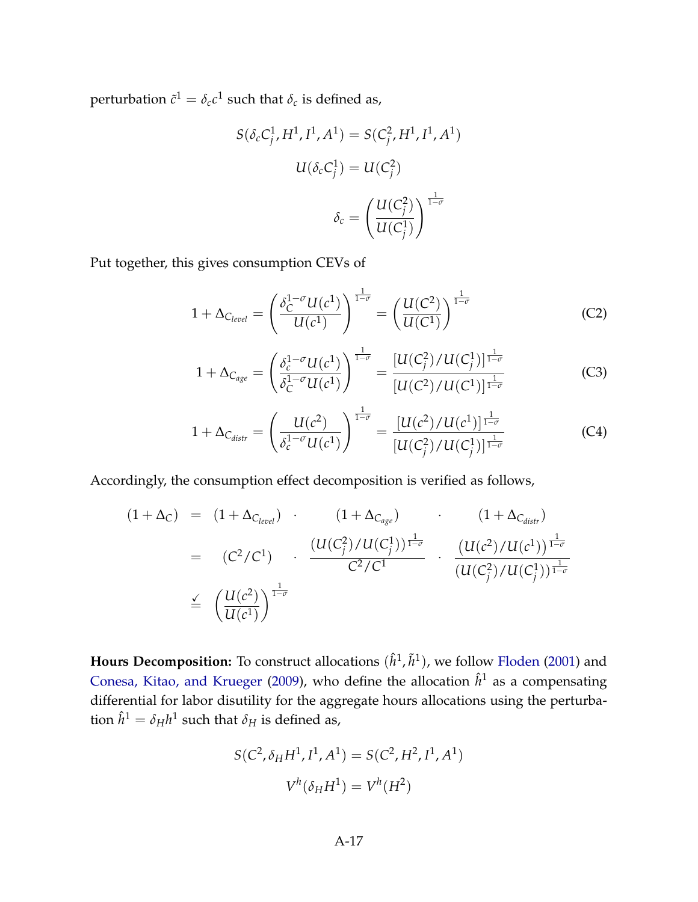perturbation $\tilde{c}^1 = \delta_c c^1$ such that $\delta_c$ is defined as,

$$S(\delta_c C_j^1, H^1, I^1, A^1) = S(C_j^2, H^1, I^1, A^1)$$

$$U(\delta_c C_j^1) = U(C_j^2)$$

$$\delta_c = \left(\frac{U(C_j^2)}{U(C_j^1)}\right)^{\frac{1}{1-\sigma}}$$

Put together, this gives consumption CEVs of

$$1 + \Delta_{C_{level}} = \left(\frac{\delta_C^{1-\sigma} U(c^1)}{U(c^1)}\right)^{\frac{1}{1-\sigma}} = \left(\frac{U(C^2)}{U(C^1)}\right)^{\frac{1}{1-\sigma}} \tag{C2}$$

$$1 + \Delta_{C_{age}} = \left(\frac{\delta_c^{1-\sigma} U(c^1)}{\delta_C^{1-\sigma} U(c^1)}\right)^{\frac{1}{1-\sigma}} = \frac{[U(C_j^2)/U(C_j^1)]^{\frac{1}{1-\sigma}}}{[U(C^2)/U(C^1)]^{\frac{1}{1-\sigma}}} \tag{C3}$$

$$1 + \Delta_{C_{distr}} = \left(\frac{U(c^2)}{\delta_c^{1-\sigma} U(c^1)}\right)^{\frac{1}{1-\sigma}} = \frac{[U(c^2)/U(c^1)]^{\frac{1}{1-\sigma}}}{[U(C_j^2)/U(C_j^1)]^{\frac{1}{1-\sigma}}} \tag{C4}$$

Accordingly, the consumption effect decomposition is verified as follows,

$$\begin{aligned}
(1 + \Delta_C) &= (1 + \Delta_{C_{level}}) \quad \cdot \quad (1 + \Delta_{C_{age}}) \quad \cdot \quad (1 + \Delta_{C_{distr}}) \\
&= (C^2/C^1) \quad \cdot \quad \frac{(U(C_j^2)/U(C_j^1))^{\frac{1}{1-\sigma}}}{C^2/C^1} \quad \cdot \quad \frac{(U(c^2)/U(c^1))^{\frac{1}{1-\sigma}}}{(U(C_j^2)/U(C_j^1))^{\frac{1}{1-\sigma}}} \\
&\overset{\checkmark}{=} \left(\frac{U(c^2)}{U(c^1)}\right)^{\frac{1}{1-\sigma}}
\end{aligned}$$

**Hours Decomposition:** To construct allocations $(\hat{h}^1, \tilde{h}^1)$, we follow Floden (2001) and Conesa, Kitao, and Krueger (2009), who define the allocation $\hat{h}^1$ as a compensating differential for labor disutility for the aggregate hours allocations using the perturbation $\hat{h}^1 = \delta_H h^1$ such that $\delta_H$ is defined as,

$$S(C^2, \delta_H H^1, I^1, A^1) = S(C^2, H^2, I^1, A^1)$$

$$V^h(\delta_H H^1) = V^h(H^2)$$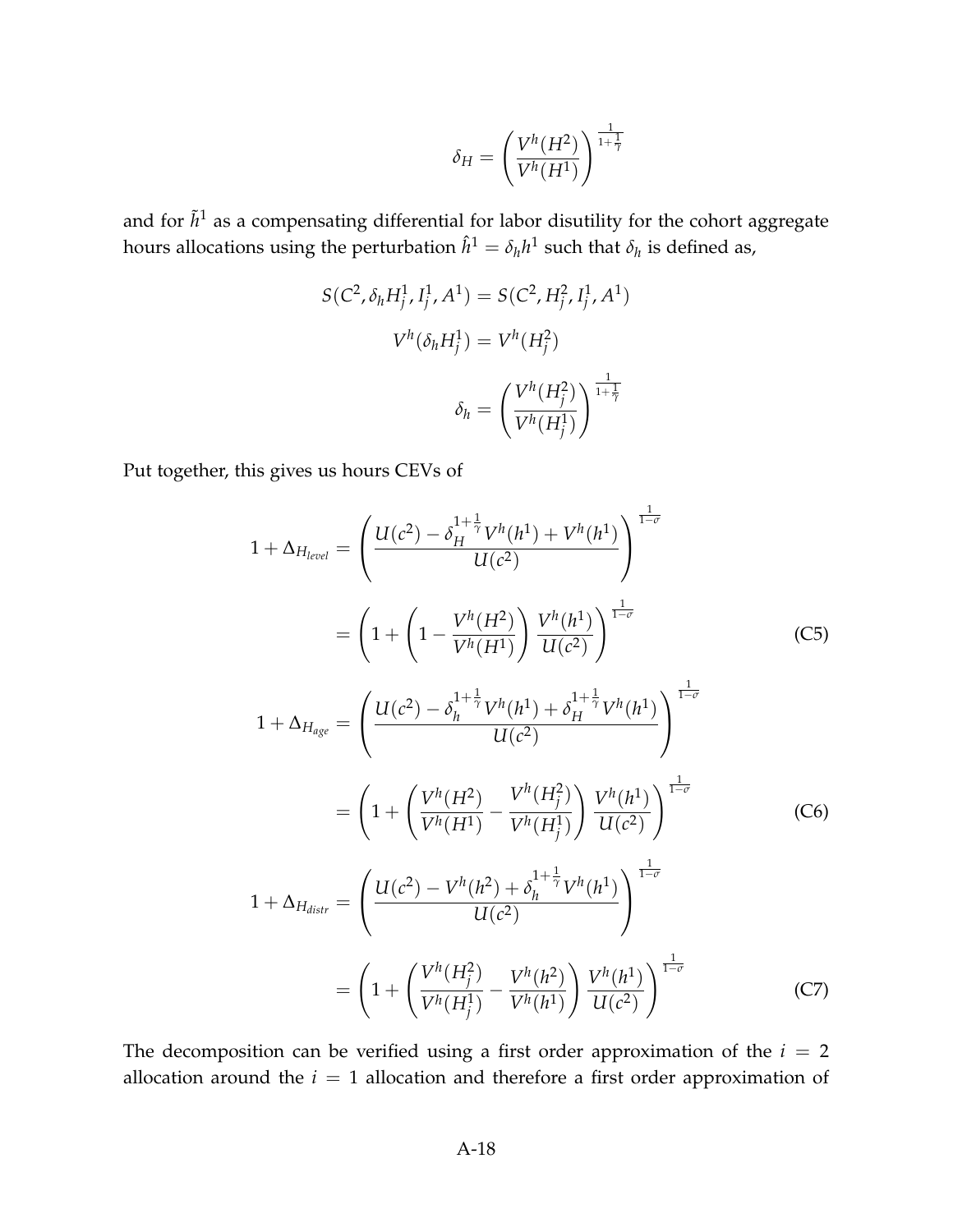$$\delta_H = \left( \frac{V^h(H^2)}{V^h(H^1)} \right)^{\frac{1}{1+\frac{1}{\gamma}}}$$

and for $\tilde{h}^1$ as a compensating differential for labor disutility for the cohort aggregate hours allocations using the perturbation $\hat{h}^1 = \delta_h h^1$ such that $\delta_h$ is defined as,

$$S(C^2, \delta_h H_j^1, I_j^1, A^1) = S(C^2, H_j^2, I_j^1, A^1)$$

$$V^h(\delta_h H_j^1) = V^h(H_j^2)$$

$$\delta_h = \left( \frac{V^h(H_j^2)}{V^h(H_j^1)} \right)^{\frac{1}{1+\frac{1}{\gamma}}}$$

Put together, this gives us hours CEVs of

$$\begin{aligned}
1 + \Delta_{H_{level}} &= \left( \frac{U(c^2) - \delta_H^{1+\frac{1}{\gamma}} V^h(h^1) + V^h(h^1)}{U(c^2)} \right)^{\frac{1}{1-\sigma}} \\
&= \left( 1 + \left( 1 - \frac{V^h(H^2)}{V^h(H^1)} \right) \frac{V^h(h^1)}{U(c^2)} \right)^{\frac{1}{1-\sigma}} \qquad \text{(C5)}
\end{aligned}$$

$$\begin{aligned}
1 + \Delta_{H_{age}} &= \left( \frac{U(c^2) - \delta_h^{1+\frac{1}{\gamma}} V^h(h^1) + \delta_H^{1+\frac{1}{\gamma}} V^h(h^1)}{U(c^2)} \right)^{\frac{1}{1-\sigma}} \\
&= \left( 1 + \left( \frac{V^h(H^2)}{V^h(H^1)} - \frac{V^h(H_j^2)}{V^h(H_j^1)} \right) \frac{V^h(h^1)}{U(c^2)} \right)^{\frac{1}{1-\sigma}} \qquad \text{(C6)}
\end{aligned}$$

$$\begin{aligned}
1 + \Delta_{H_{distr}} &= \left( \frac{U(c^2) - V^h(h^2) + \delta_h^{1+\frac{1}{\gamma}} V^h(h^1)}{U(c^2)} \right)^{\frac{1}{1-\sigma}} \\
&= \left( 1 + \left( \frac{V^h(H_j^2)}{V^h(H_j^1)} - \frac{V^h(h^2)}{V^h(h^1)} \right) \frac{V^h(h^1)}{U(c^2)} \right)^{\frac{1}{1-\sigma}} \qquad \text{(C7)}
\end{aligned}$$

The decomposition can be verified using a first order approximation of the $i = 2$ allocation around the $i = 1$ allocation and therefore a first order approximation of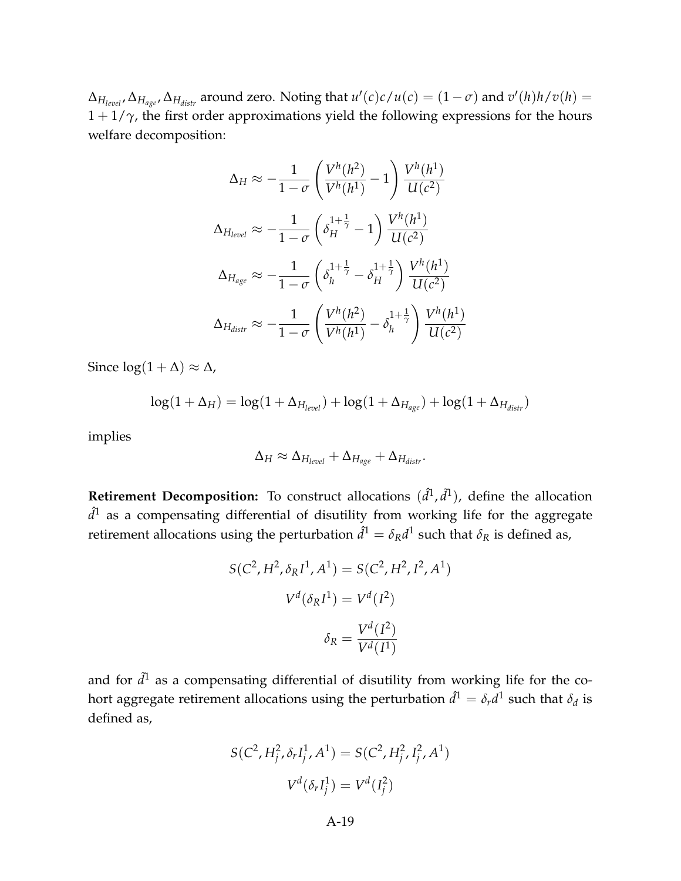$\Delta_{H_{level}}, \Delta_{H_{age}}, \Delta_{H_{distr}}$ around zero. Noting that $u'(c)c/u(c) = (1-\sigma)$ and $v'(h)h/v(h) = 1 + 1/\gamma$, the first order approximations yield the following expressions for the hours welfare decomposition:

$$
\Delta_H \approx -\frac{1}{1-\sigma}\left(\frac{V^h(h^2)}{V^h(h^1)} - 1\right)\frac{V^h(h^1)}{U(c^2)}
$$

$$
\Delta_{H_{level}} \approx -\frac{1}{1-\sigma}\left(\delta_H^{1+\frac{1}{\gamma}} - 1\right)\frac{V^h(h^1)}{U(c^2)}
$$

$$
\Delta_{H_{age}} \approx -\frac{1}{1-\sigma}\left(\delta_h^{1+\frac{1}{\gamma}} - \delta_H^{1+\frac{1}{\gamma}}\right)\frac{V^h(h^1)}{U(c^2)}
$$

$$
\Delta_{H_{distr}} \approx -\frac{1}{1-\sigma}\left(\frac{V^h(h^2)}{V^h(h^1)} - \delta_h^{1+\frac{1}{\gamma}}\right)\frac{V^h(h^1)}{U(c^2)}
$$

Since $\log(1+\Delta) \approx \Delta$,

$$
\log(1+\Delta_H) = \log(1+\Delta_{H_{level}}) + \log(1+\Delta_{H_{age}}) + \log(1+\Delta_{H_{distr}})
$$

implies

$$
\Delta_H \approx \Delta_{H_{level}} + \Delta_{H_{age}} + \Delta_{H_{distr}}.
$$

**Retirement Decomposition:** To construct allocations $(\hat{d}^1, \tilde{d}^1)$, define the allocation $\hat{d}^1$ as a compensating differential of disutility from working life for the aggregate retirement allocations using the perturbation $\hat{d}^1 = \delta_R d^1$ such that $\delta_R$ is defined as,

$$
S(C^2, H^2, \delta_R I^1, A^1) = S(C^2, H^2, I^2, A^1)
$$

$$
V^d(\delta_R I^1) = V^d(I^2)
$$

$$
\delta_R = \frac{V^d(I^2)}{V^d(I^1)}
$$

and for $\tilde{d}^1$ as a compensating differential of disutility from working life for the cohort aggregate retirement allocations using the perturbation $\hat{d}^1 = \delta_r d^1$ such that $\delta_d$ is defined as,

$$
S(C^2, H_j^2, \delta_r I_j^1, A^1) = S(C^2, H_j^2, I_j^2, A^1)
$$

$$
V^d(\delta_r I_j^1) = V^d(I_j^2)
$$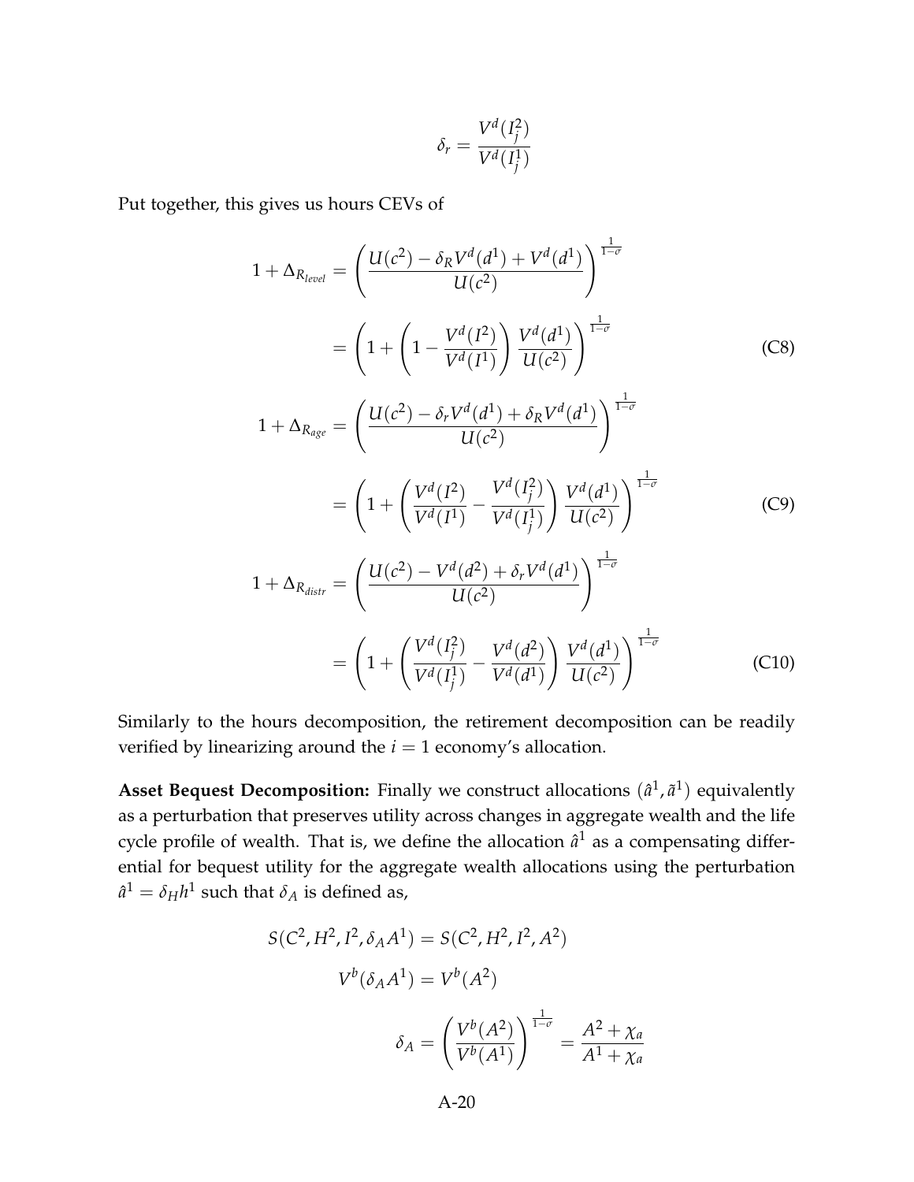$$\delta_r = \frac{V^d(I_j^2)}{V^d(I_j^1)}$$

Put together, this gives us hours CEVs of

$$1 + \Delta_{R_{level}} = \left( \frac{U(c^2) - \delta_R V^d(d^1) + V^d(d^1)}{U(c^2)} \right)^{\frac{1}{1-\sigma}}$$

$$= \left( 1 + \left( 1 - \frac{V^d(I^2)}{V^d(I^1)} \right) \frac{V^d(d^1)}{U(c^2)} \right)^{\frac{1}{1-\sigma}} \tag{C8}$$

$$1 + \Delta_{R_{age}} = \left( \frac{U(c^2) - \delta_r V^d(d^1) + \delta_R V^d(d^1)}{U(c^2)} \right)^{\frac{1}{1-\sigma}}$$

$$= \left( 1 + \left( \frac{V^d(I^2)}{V^d(I^1)} - \frac{V^d(I_j^2)}{V^d(I_j^1)} \right) \frac{V^d(d^1)}{U(c^2)} \right)^{\frac{1}{1-\sigma}} \tag{C9}$$

$$1 + \Delta_{R_{distr}} = \left( \frac{U(c^2) - V^d(d^2) + \delta_r V^d(d^1)}{U(c^2)} \right)^{\frac{1}{1-\sigma}}$$

$$= \left( 1 + \left( \frac{V^d(I_j^2)}{V^d(I_j^1)} - \frac{V^d(d^2)}{V^d(d^1)} \right) \frac{V^d(d^1)}{U(c^2)} \right)^{\frac{1}{1-\sigma}} \tag{C10}$$

Similarly to the hours decomposition, the retirement decomposition can be readily verified by linearizing around the $i = 1$ economy's allocation.

**Asset Bequest Decomposition:** Finally we construct allocations $(\hat{a}^1, \tilde{a}^1)$ equivalently as a perturbation that preserves utility across changes in aggregate wealth and the life cycle profile of wealth. That is, we define the allocation $\hat{a}^1$ as a compensating differential for bequest utility for the aggregate wealth allocations using the perturbation $\hat{a}^1 = \delta_H h^1$ such that $\delta_A$ is defined as,

$$S(C^2, H^2, I^2, \delta_A A^1) = S(C^2, H^2, I^2, A^2)$$

$$V^b(\delta_A A^1) = V^b(A^2)$$

$$\delta_A = \left( \frac{V^b(A^2)}{V^b(A^1)} \right)^{\frac{1}{1-\sigma}} = \frac{A^2 + \chi_a}{A^1 + \chi_a}$$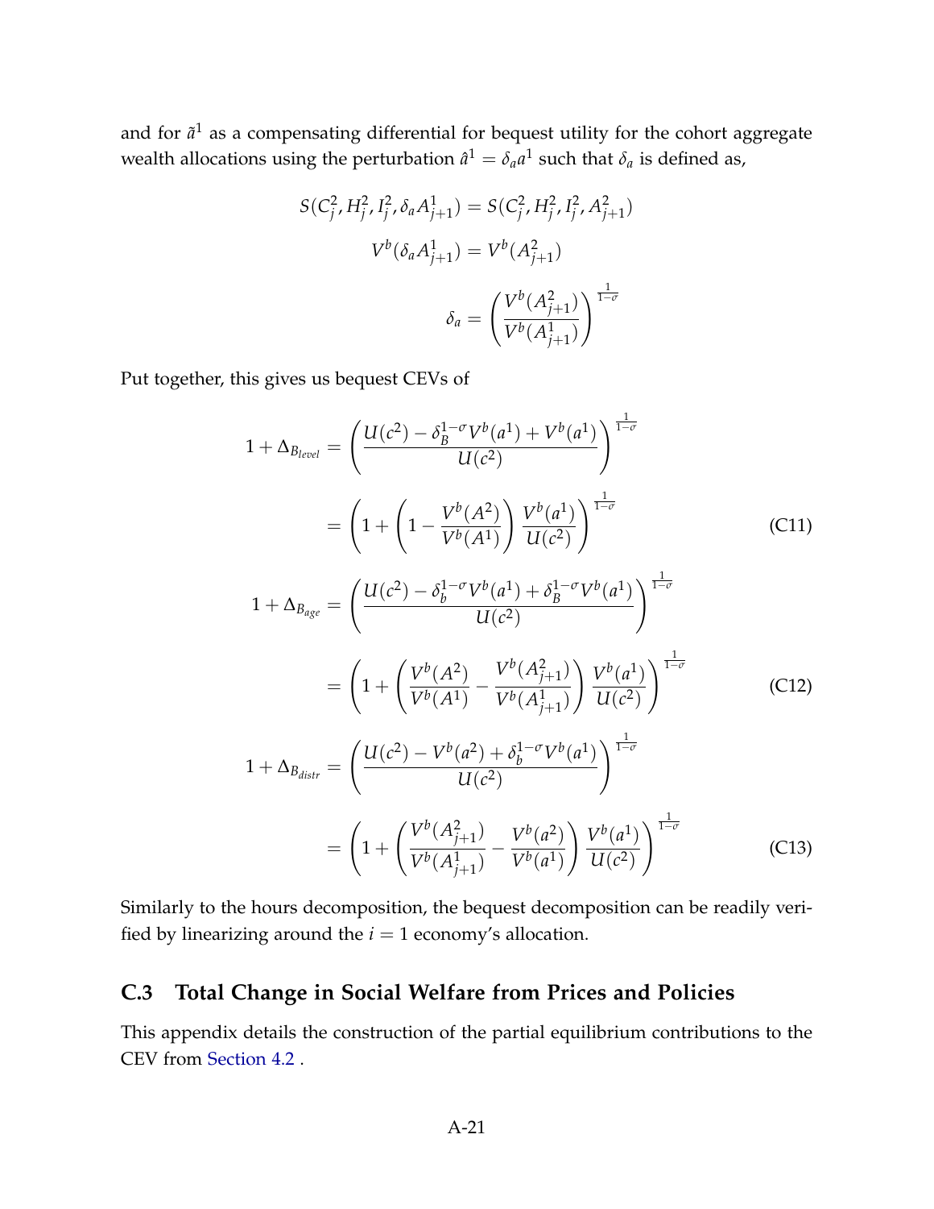and for $\tilde{a}^1$ as a compensating differential for bequest utility for the cohort aggregate wealth allocations using the perturbation $\hat{a}^1 = \delta_a a^1$ such that $\delta_a$ is defined as,

$$S(C_j^2, H_j^2, I_j^2, \delta_a A_{j+1}^1) = S(C_j^2, H_j^2, I_j^2, A_{j+1}^2)$$

$$V^b(\delta_a A_{j+1}^1) = V^b(A_{j+1}^2)$$

$$\delta_a = \left( \frac{V^b(A_{j+1}^2)}{V^b(A_{j+1}^1)} \right)^{\frac{1}{1-\sigma}}$$

Put together, this gives us bequest CEVs of

$$\begin{aligned}
1 + \Delta_{B_{level}} &= \left( \frac{U(c^2) - \delta_B^{1-\sigma} V^b(a^1) + V^b(a^1)}{U(c^2)} \right)^{\frac{1}{1-\sigma}} \\
&= \left( 1 + \left( 1 - \frac{V^b(A^2)}{V^b(A^1)} \right) \frac{V^b(a^1)}{U(c^2)} \right)^{\frac{1}{1-\sigma}} \qquad \text{(C11)}
\end{aligned}$$

$$\begin{aligned}
1 + \Delta_{B_{age}} &= \left( \frac{U(c^2) - \delta_b^{1-\sigma} V^b(a^1) + \delta_B^{1-\sigma} V^b(a^1)}{U(c^2)} \right)^{\frac{1}{1-\sigma}} \\
&= \left( 1 + \left( \frac{V^b(A^2)}{V^b(A^1)} - \frac{V^b(A_{j+1}^2)}{V^b(A_{j+1}^1)} \right) \frac{V^b(a^1)}{U(c^2)} \right)^{\frac{1}{1-\sigma}} \qquad \text{(C12)}
\end{aligned}$$

$$\begin{aligned}
1 + \Delta_{B_{distr}} &= \left( \frac{U(c^2) - V^b(a^2) + \delta_b^{1-\sigma} V^b(a^1)}{U(c^2)} \right)^{\frac{1}{1-\sigma}} \\
&= \left( 1 + \left( \frac{V^b(A_{j+1}^2)}{V^b(A_{j+1}^1)} - \frac{V^b(a^2)}{V^b(a^1)} \right) \frac{V^b(a^1)}{U(c^2)} \right)^{\frac{1}{1-\sigma}} \qquad \text{(C13)}
\end{aligned}$$

Similarly to the hours decomposition, the bequest decomposition can be readily verified by linearizing around the $i = 1$ economy's allocation.

## C.3 Total Change in Social Welfare from Prices and Policies

This appendix details the construction of the partial equilibrium contributions to the CEV from Section 4.2 .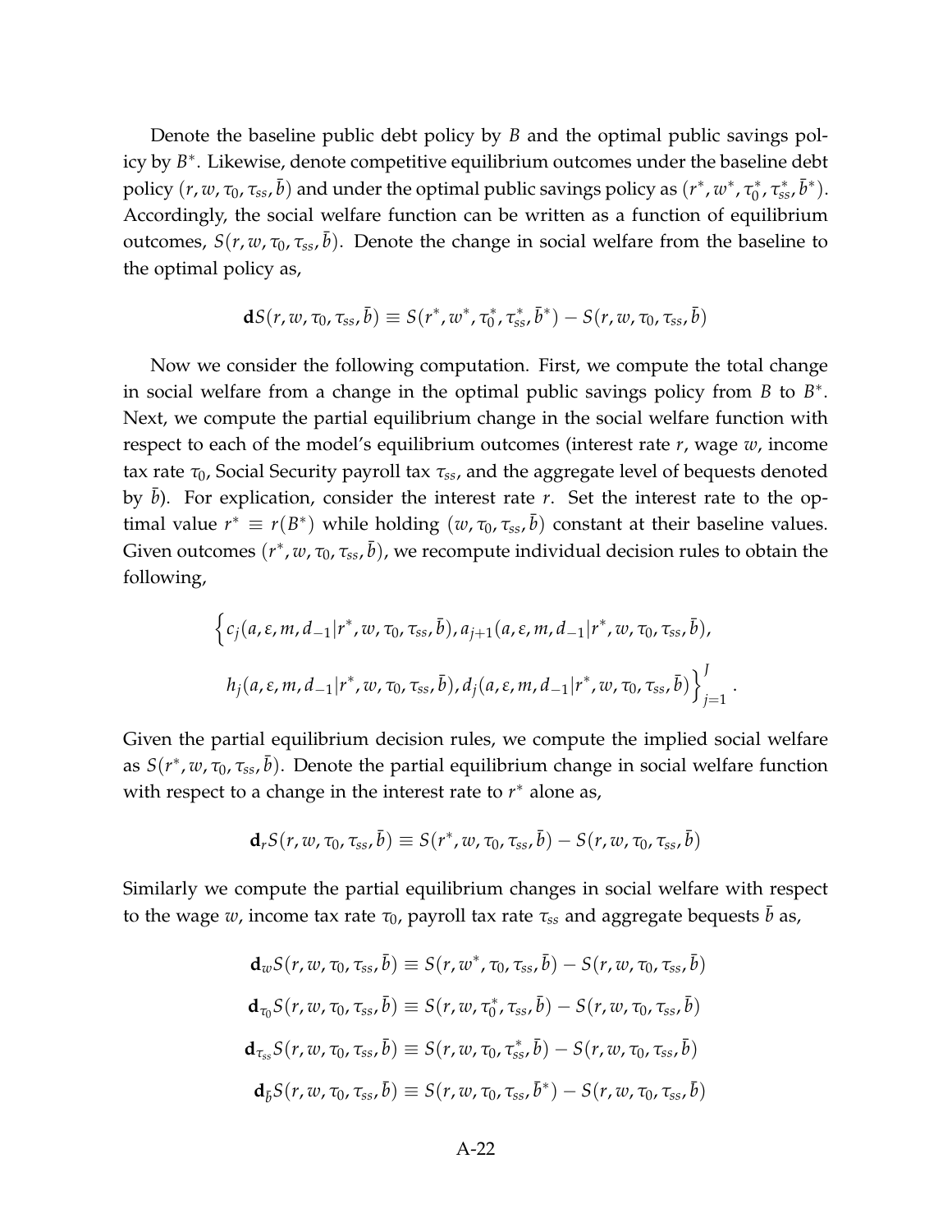Denote the baseline public debt policy by $B$ and the optimal public savings policy by $B^*$. Likewise, denote competitive equilibrium outcomes under the baseline debt policy $(r, w, \tau_0, \tau_{ss}, \bar{b})$ and under the optimal public savings policy as $(r^*, w^*, \tau_0^*, \tau_{ss}^*, \bar{b}^*)$. Accordingly, the social welfare function can be written as a function of equilibrium outcomes, $S(r, w, \tau_0, \tau_{ss}, \bar{b})$. Denote the change in social welfare from the baseline to the optimal policy as,

$$\mathbf{d}S(r, w, \tau_0, \tau_{ss}, \bar{b}) \equiv S(r^*, w^*, \tau_0^*, \tau_{ss}^*, \bar{b}^*) - S(r, w, \tau_0, \tau_{ss}, \bar{b})$$

Now we consider the following computation. First, we compute the total change in social welfare from a change in the optimal public savings policy from $B$ to $B^*$. Next, we compute the partial equilibrium change in the social welfare function with respect to each of the model's equilibrium outcomes (interest rate $r$, wage $w$, income tax rate $\tau_0$, Social Security payroll tax $\tau_{ss}$, and the aggregate level of bequests denoted by $\bar{b}$). For explication, consider the interest rate $r$. Set the interest rate to the optimal value $r^* \equiv r(B^*)$ while holding $(w, \tau_0, \tau_{ss}, \bar{b})$ constant at their baseline values. Given outcomes $(r^*, w, \tau_0, \tau_{ss}, \bar{b})$, we recompute individual decision rules to obtain the following,

$$\Big\{c_j(a, \varepsilon, m, d_{-1}|r^*, w, \tau_0, \tau_{ss}, \bar{b}), a_{j+1}(a, \varepsilon, m, d_{-1}|r^*, w, \tau_0, \tau_{ss}, \bar{b}),$$
$$h_j(a, \varepsilon, m, d_{-1}|r^*, w, \tau_0, \tau_{ss}, \bar{b}), d_j(a, \varepsilon, m, d_{-1}|r^*, w, \tau_0, \tau_{ss}, \bar{b})\Big\}_{j=1}^{J}.$$

Given the partial equilibrium decision rules, we compute the implied social welfare as $S(r^*, w, \tau_0, \tau_{ss}, \bar{b})$. Denote the partial equilibrium change in social welfare function with respect to a change in the interest rate to $r^*$ alone as,

$$\mathbf{d}_r S(r, w, \tau_0, \tau_{ss}, \bar{b}) \equiv S(r^*, w, \tau_0, \tau_{ss}, \bar{b}) - S(r, w, \tau_0, \tau_{ss}, \bar{b})$$

Similarly we compute the partial equilibrium changes in social welfare with respect to the wage $w$, income tax rate $\tau_0$, payroll tax rate $\tau_{ss}$ and aggregate bequests $\bar{b}$ as,

$$\mathbf{d}_w S(r, w, \tau_0, \tau_{ss}, \bar{b}) \equiv S(r, w^*, \tau_0, \tau_{ss}, \bar{b}) - S(r, w, \tau_0, \tau_{ss}, \bar{b})$$
$$\mathbf{d}_{\tau_0} S(r, w, \tau_0, \tau_{ss}, \bar{b}) \equiv S(r, w, \tau_0^*, \tau_{ss}, \bar{b}) - S(r, w, \tau_0, \tau_{ss}, \bar{b})$$
$$\mathbf{d}_{\tau_{ss}} S(r, w, \tau_0, \tau_{ss}, \bar{b}) \equiv S(r, w, \tau_0, \tau_{ss}^*, \bar{b}) - S(r, w, \tau_0, \tau_{ss}, \bar{b})$$
$$\mathbf{d}_{\bar{b}} S(r, w, \tau_0, \tau_{ss}, \bar{b}) \equiv S(r, w, \tau_0, \tau_{ss}, \bar{b}^*) - S(r, w, \tau_0, \tau_{ss}, \bar{b})$$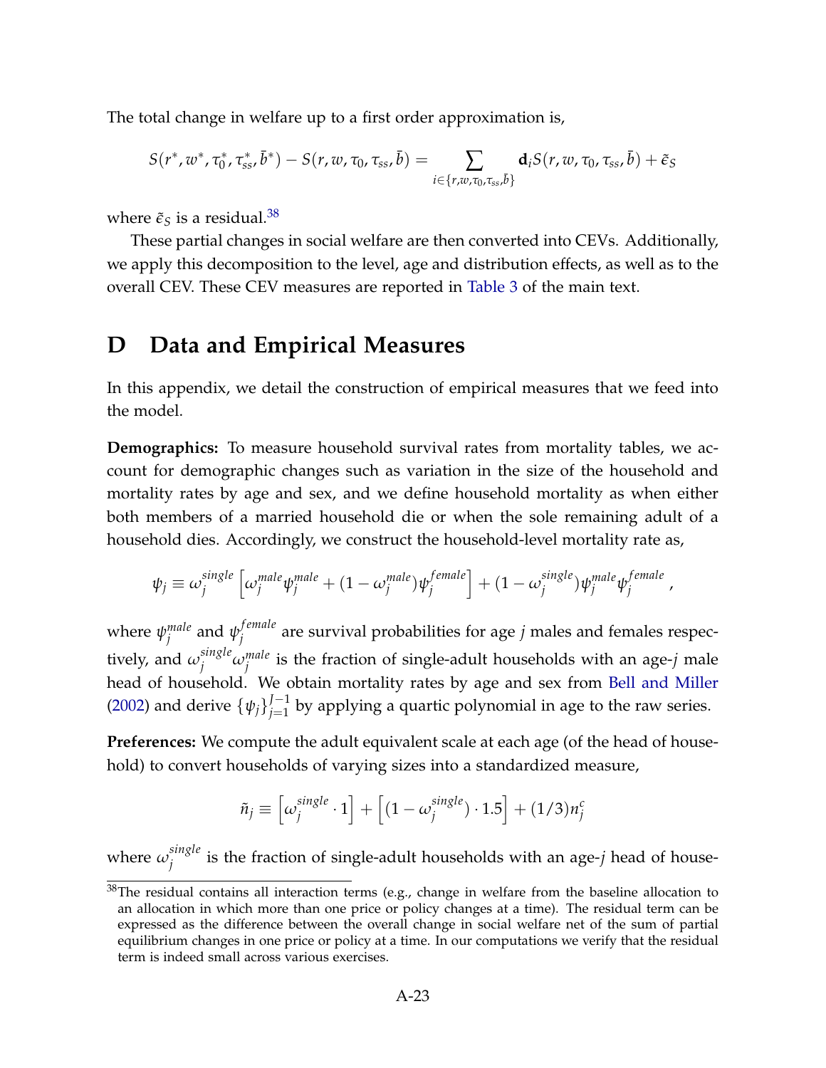The total change in welfare up to a first order approximation is,

$$S(r^*, w^*, \tau_0^*, \tau_{ss}^*, \bar{b}^*) - S(r, w, \tau_0, \tau_{ss}, \bar{b}) = \sum_{i \in \{r, w, \tau_0, \tau_{ss}, \bar{b}\}} \mathbf{d}_i S(r, w, \tau_0, \tau_{ss}, \bar{b}) + \tilde{\epsilon}_S$$

where $\tilde{\epsilon}_S$ is a residual.[38]

These partial changes in social welfare are then converted into CEVs. Additionally, we apply this decomposition to the level, age and distribution effects, as well as to the overall CEV. These CEV measures are reported in Table 3 of the main text.

# D Data and Empirical Measures

In this appendix, we detail the construction of empirical measures that we feed into the model.

**Demographics:** To measure household survival rates from mortality tables, we account for demographic changes such as variation in the size of the household and mortality rates by age and sex, and we define household mortality as when either both members of a married household die or when the sole remaining adult of a household dies. Accordingly, we construct the household-level mortality rate as,

$$\psi_j \equiv \omega_j^{single}\left[\omega_j^{male}\psi_j^{male} + (1 - \omega_j^{male})\psi_j^{female}\right] + (1 - \omega_j^{single})\psi_j^{male}\psi_j^{female},$$

where $\psi_j^{male}$ and $\psi_j^{female}$ are survival probabilities for age $j$ males and females respectively, and $\omega_j^{single}\omega_j^{male}$ is the fraction of single-adult households with an age-$j$ male head of household. We obtain mortality rates by age and sex from Bell and Miller (2002) and derive $\{\psi_j\}_{j=1}^{J-1}$ by applying a quartic polynomial in age to the raw series.

**Preferences:** We compute the adult equivalent scale at each age (of the head of household) to convert households of varying sizes into a standardized measure,

$$\tilde{n}_j \equiv \left[\omega_j^{single} \cdot 1\right] + \left[(1 - \omega_j^{single}) \cdot 1.5\right] + (1/3)n_j^c$$

where $\omega_j^{single}$ is the fraction of single-adult households with an age-$j$ head of house-

[38] The residual contains all interaction terms (e.g., change in welfare from the baseline allocation to an allocation in which more than one price or policy changes at a time). The residual term can be expressed as the difference between the overall change in social welfare net of the sum of partial equilibrium changes in one price or policy at a time. In our computations we verify that the residual term is indeed small across various exercises.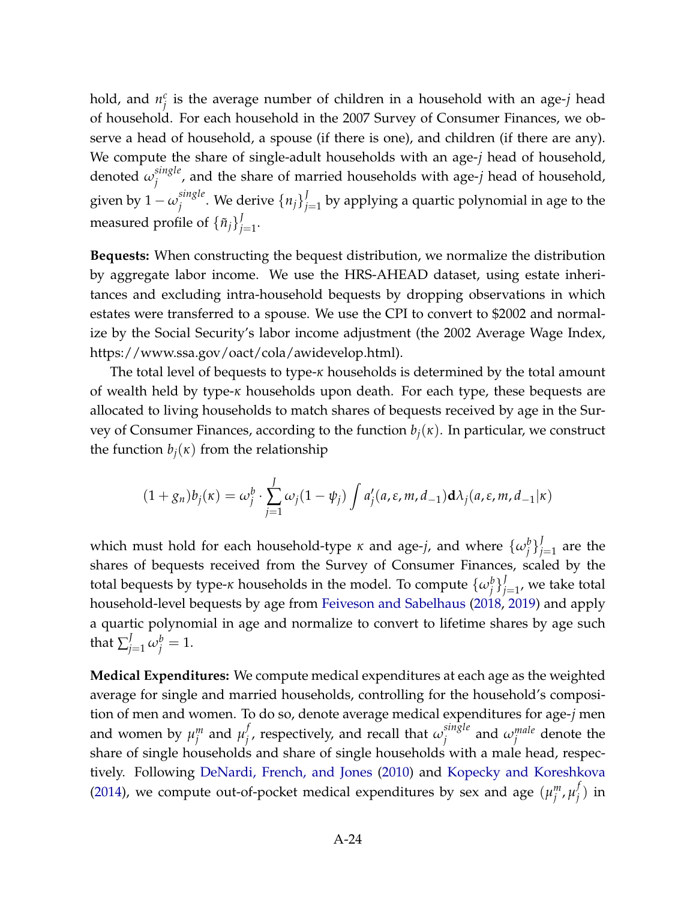hold, and $n_j^c$ is the average number of children in a household with an age-$j$ head of household. For each household in the 2007 Survey of Consumer Finances, we observe a head of household, a spouse (if there is one), and children (if there are any). We compute the share of single-adult households with an age-$j$ head of household, denoted $\omega_j^{single}$, and the share of married households with age-$j$ head of household, given by $1 - \omega_j^{single}$. We derive $\{n_j\}_{j=1}^J$ by applying a quartic polynomial in age to the measured profile of $\{\tilde{n}_j\}_{j=1}^J$.

**Bequests:** When constructing the bequest distribution, we normalize the distribution by aggregate labor income. We use the HRS-AHEAD dataset, using estate inheritances and excluding intra-household bequests by dropping observations in which estates were transferred to a spouse. We use the CPI to convert to \$2002 and normalize by the Social Security's labor income adjustment (the 2002 Average Wage Index, https://www.ssa.gov/oact/cola/awidevelop.html).

The total level of bequests to type-$\kappa$ households is determined by the total amount of wealth held by type-$\kappa$ households upon death. For each type, these bequests are allocated to living households to match shares of bequests received by age in the Survey of Consumer Finances, according to the function $b_j(\kappa)$. In particular, we construct the function $b_j(\kappa)$ from the relationship

$$(1 + g_n) b_j(\kappa) = \omega_j^b \cdot \sum_{j=1}^{J} \omega_j (1 - \psi_j) \int a_j'(a, \varepsilon, m, d_{-1}) \mathbf{d}\lambda_j(a, \varepsilon, m, d_{-1} | \kappa)$$

which must hold for each household-type $\kappa$ and age-$j$, and where $\{\omega_j^b\}_{j=1}^J$ are the shares of bequests received from the Survey of Consumer Finances, scaled by the total bequests by type-$\kappa$ households in the model. To compute $\{\omega_j^b\}_{j=1}^J$, we take total household-level bequests by age from Feiveson and Sabelhaus (2018, 2019) and apply a quartic polynomial in age and normalize to convert to lifetime shares by age such that $\sum_{j=1}^J \omega_j^b = 1$.

**Medical Expenditures:** We compute medical expenditures at each age as the weighted average for single and married households, controlling for the household's composition of men and women. To do so, denote average medical expenditures for age-$j$ men and women by $\mu_j^m$ and $\mu_j^f$, respectively, and recall that $\omega_j^{single}$ and $\omega_j^{male}$ denote the share of single households and share of single households with a male head, respectively. Following DeNardi, French, and Jones (2010) and Kopecky and Koreshkova (2014), we compute out-of-pocket medical expenditures by sex and age $(\mu_j^m, \mu_j^f)$ in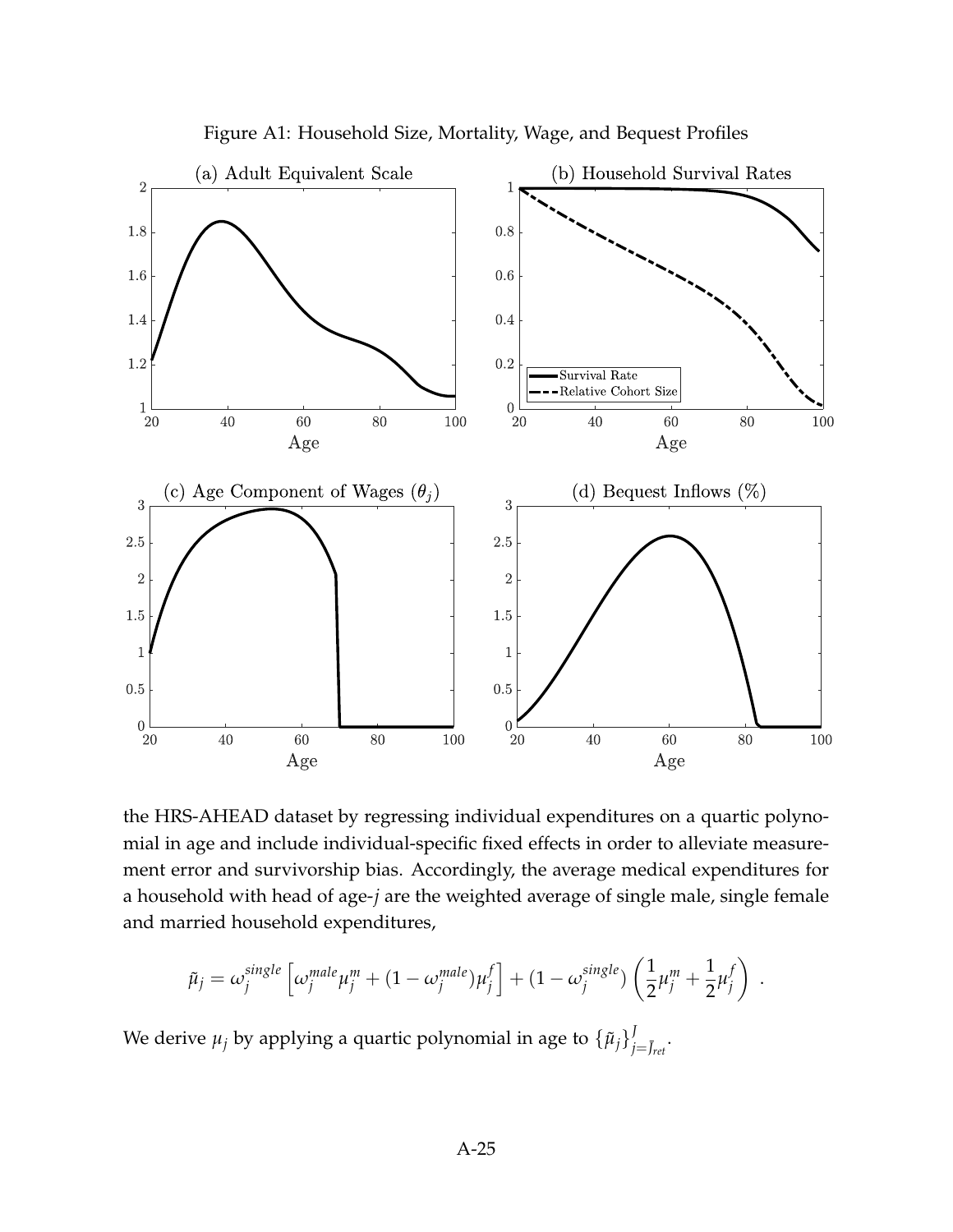Figure A1: Household Size, Mortality, Wage, and Bequest Profiles

(a) Adult Equivalent Scale

2
1.8
1.6
1.4
1.2
1
20 40 60 80 100
Age

(b) Household Survival Rates

1
0.8
0.6
0.4
0.2
0
20 40 60 80 100
Age

Survival Rate
Relative Cohort Size

(c) Age Component of Wages ($\theta_j$)

3
2.5
2
1.5
1
0.5
0
20 40 60 80 100
Age

(d) Bequest Inflows (%)

3
2.5
2
1.5
1
0.5
0
20 40 60 80 100
Age

the HRS-AHEAD dataset by regressing individual expenditures on a quartic polynomial in age and include individual-specific fixed effects in order to alleviate measurement error and survivorship bias. Accordingly, the average medical expenditures for a household with head of age-$j$ are the weighted average of single male, single female and married household expenditures,

$$\tilde{\mu}_j = \omega_j^{single} \left[ \omega_j^{male} \mu_j^m + (1 - \omega_j^{male}) \mu_j^f \right] + (1 - \omega_j^{single}) \left( \frac{1}{2} \mu_j^m + \frac{1}{2} \mu_j^f \right) \ .$$

We derive $\mu_j$ by applying a quartic polynomial in age to $\{\tilde{\mu}_j\}_{j=\bar{J}_{ret}}^{J}$.